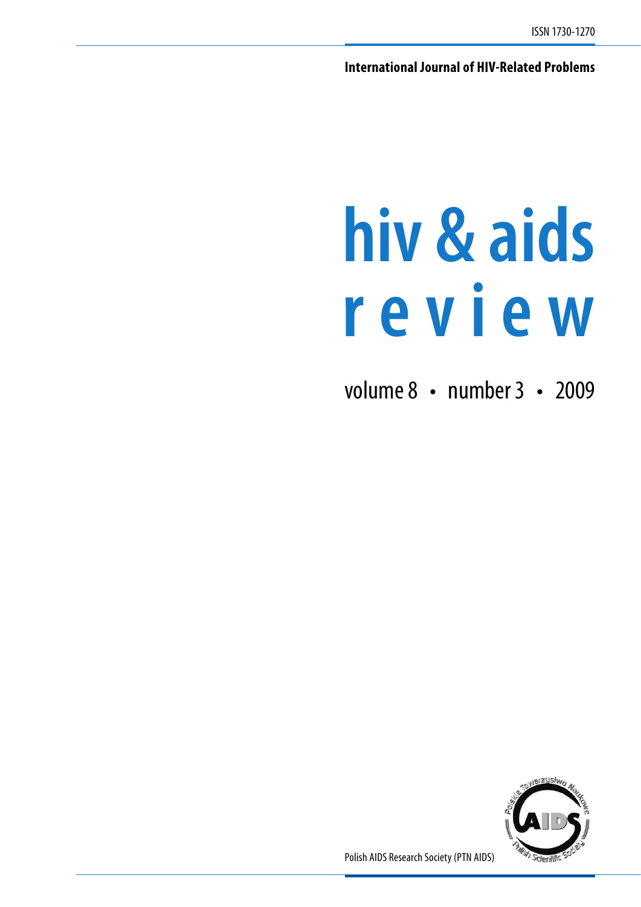ISSN 1730-1270

**International Journal of HIV-Related Problems**

# hiv & aids review

volume 8 • number 3 • 2009

Polish AIDS Research Society (PTN AIDS)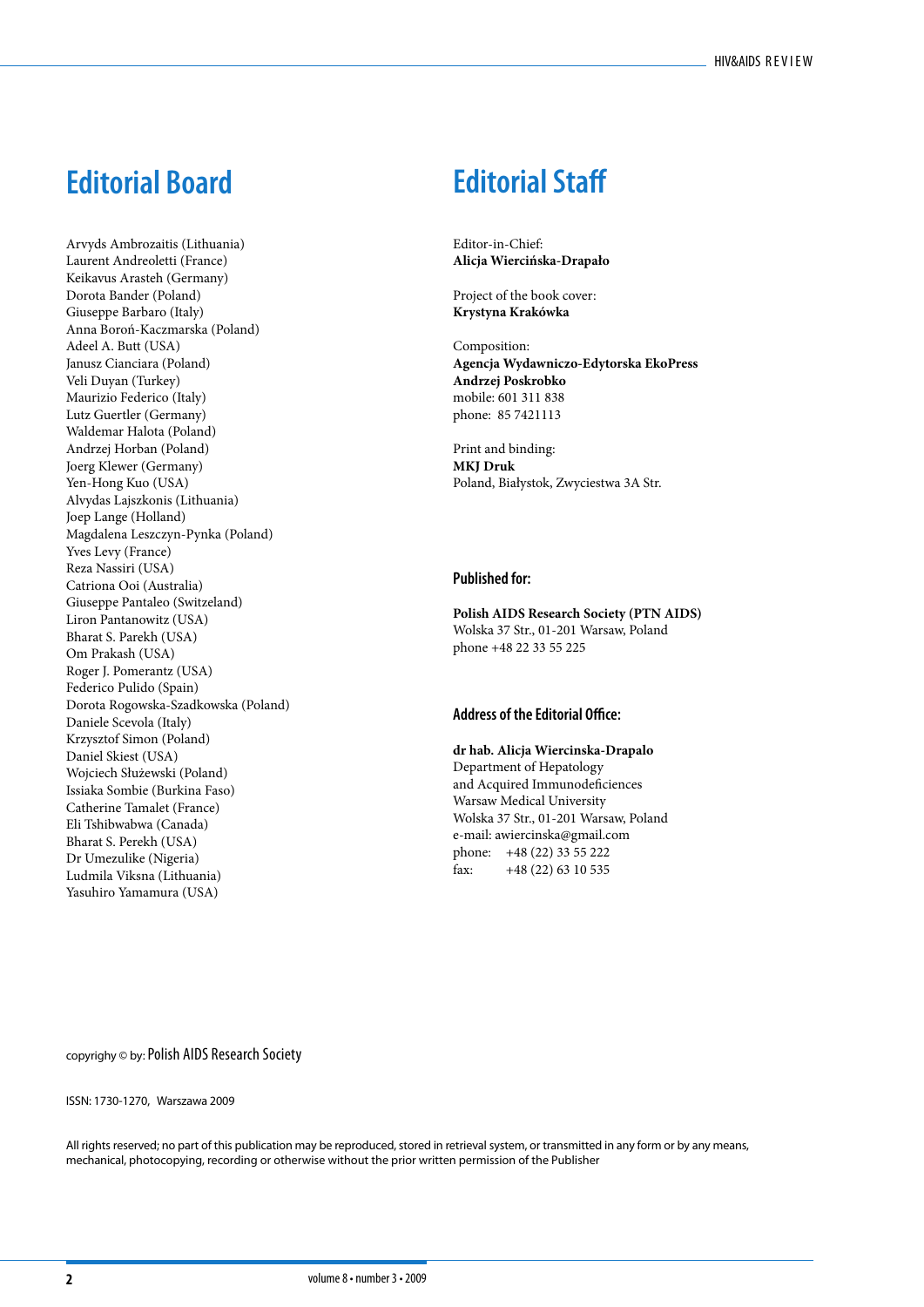## Editorial Board

Arvyds Ambrozaitis (Lithuania)
Laurent Andreoletti (France)
Keikavus Arasteh (Germany)
Dorota Bander (Poland)
Giuseppe Barbaro (Italy)
Anna Boroń-Kaczmarska (Poland)
Adeel A. Butt (USA)
Janusz Cianciara (Poland)
Veli Duyan (Turkey)
Maurizio Federico (Italy)
Lutz Guertler (Germany)
Waldemar Halota (Poland)
Andrzej Horban (Poland)
Joerg Klewer (Germany)
Yen-Hong Kuo (USA)
Alvydas Lajszkonis (Lithuania)
Joep Lange (Holland)
Magdalena Leszczyn-Pynka (Poland)
Yves Levy (France)
Reza Nassiri (USA)
Catriona Ooi (Australia)
Giuseppe Pantaleo (Switzeland)
Liron Pantanowitz (USA)
Bharat S. Parekh (USA)
Om Prakash (USA)
Roger J. Pomerantz (USA)
Federico Pulido (Spain)
Dorota Rogowska-Szadkowska (Poland)
Daniele Scevola (Italy)
Krzysztof Simon (Poland)
Daniel Skiest (USA)
Wojciech Służewski (Poland)
Issiaka Sombie (Burkina Faso)
Catherine Tamalet (France)
Eli Tshibwabwa (Canada)
Bharat S. Perekh (USA)
Dr Umezulike (Nigeria)
Ludmila Viksna (Lithuania)
Yasuhiro Yamamura (USA)

## Editorial Staff

Editor-in-Chief:
**Alicja Wiercińska-Drapało**

Project of the book cover:
**Krystyna Krakówka**

Composition:
**Agencja Wydawniczo-Edytorska EkoPress**
**Andrzej Poskrobko**
mobile: 601 311 838
phone: 85 7421113

Print and binding:
**MKJ Druk**
Poland, Białystok, Zwyciestwa 3A Str.

### Published for:

**Polish AIDS Research Society (PTN AIDS)**
Wolska 37 Str., 01-201 Warsaw, Poland
phone +48 22 33 55 225

### Address of the Editorial Office:

**dr hab. Alicja Wiercinska-Drapalo**
Department of Hepatology
and Acquired Immunodeficiences
Warsaw Medical University
Wolska 37 Str., 01-201 Warsaw, Poland
e-mail: awiercinska@gmail.com
phone: +48 (22) 33 55 222
fax: +48 (22) 63 10 535

copyrighy © by: Polish AIDS Research Society

ISSN: 1730-1270, Warszawa 2009

All rights reserved; no part of this publication may be reproduced, stored in retrieval system, or transmitted in any form or by any means, mechanical, photocopying, recording or otherwise without the prior written permission of the Publisher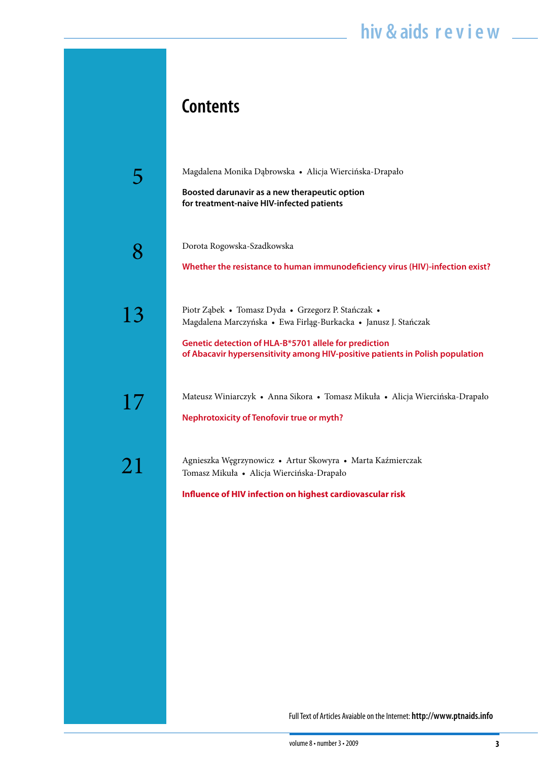# Contents

5

Magdalena Monika Dąbrowska • Alicja Wiercińska-Drapało

**Boosted darunavir as a new therapeutic option for treatment-naive HIV-infected patients**

8

Dorota Rogowska-Szadkowska

**Whether the resistance to human immunodeficiency virus (HIV)-infection exist?**

13

Piotr Ząbek • Tomasz Dyda • Grzegorz P. Stańczak • Magdalena Marczyńska • Ewa Firląg-Burkacka • Janusz J. Stańczak

**Genetic detection of HLA-B*5701 allele for prediction of Abacavir hypersensitivity among HIV-positive patients in Polish population**

17

Mateusz Winiarczyk • Anna Sikora • Tomasz Mikuła • Alicja Wiercińska-Drapało

**Nephrotoxicity of Tenofovir true or myth?**

21

Agnieszka Węgrzynowicz • Artur Skowyra • Marta Kaźmierczak
Tomasz Mikuła • Alicja Wiercińska-Drapało

**Influence of HIV infection on highest cardiovascular risk**

Full Text of Articles Avaiable on the Internet: **http://www.ptnaids.info**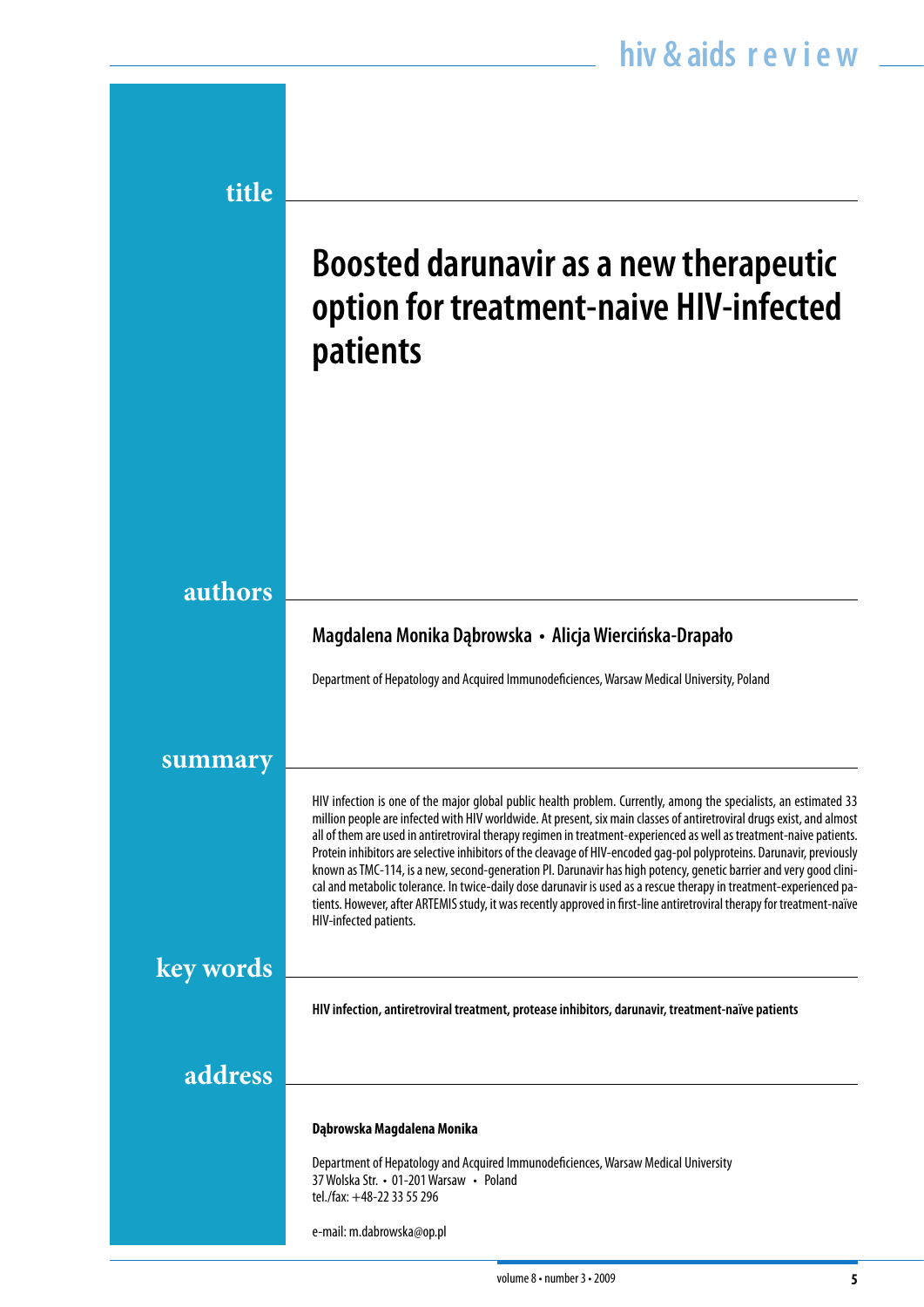## title

# Boosted darunavir as a new therapeutic option for treatment-naive HIV-infected patients

## authors

**Magdalena Monika Dąbrowska • Alicja Wiercińska-Drapało**

Department of Hepatology and Acquired Immunodeficiences, Warsaw Medical University, Poland

## summary

HIV infection is one of the major global public health problem. Currently, among the specialists, an estimated 33 million people are infected with HIV worldwide. At present, six main classes of antiretroviral drugs exist, and almost all of them are used in antiretroviral therapy regimen in treatment-experienced as well as treatment-naive patients. Protein inhibitors are selective inhibitors of the cleavage of HIV-encoded gag-pol polyproteins. Darunavir, previously known as TMC-114, is a new, second-generation PI. Darunavir has high potency, genetic barrier and very good clinical and metabolic tolerance. In twice-daily dose darunavir is used as a rescue therapy in treatment-experienced patients. However, after ARTEMIS study, it was recently approved in first-line antiretroviral therapy for treatment-naïve HIV-infected patients.

## key words

**HIV infection, antiretroviral treatment, protease inhibitors, darunavir, treatment-naïve patients**

## address

**Dąbrowska Magdalena Monika**

Department of Hepatology and Acquired Immunodeficiences, Warsaw Medical University
37 Wolska Str. • 01-201 Warsaw • Poland
tel./fax: +48-22 33 55 296

e-mail: m.dabrowska@op.pl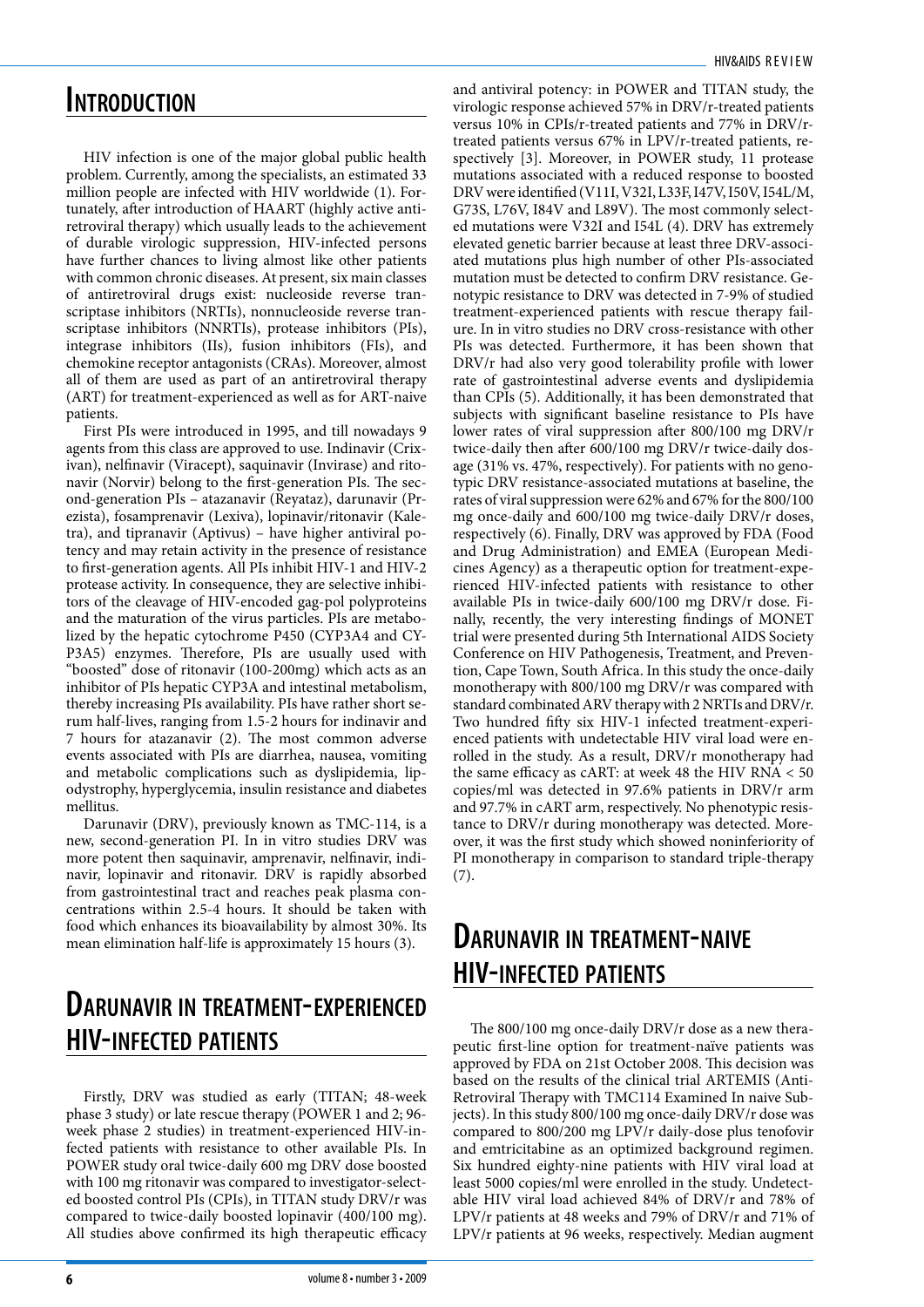# Introduction

HIV infection is one of the major global public health problem. Currently, among the specialists, an estimated 33 million people are infected with HIV worldwide (1). Fortunately, after introduction of HAART (highly active antiretroviral therapy) which usually leads to the achievement of durable virologic suppression, HIV-infected persons have further chances to living almost like other patients with common chronic diseases. At present, six main classes of antiretroviral drugs exist: nucleoside reverse transcriptase inhibitors (NRTIs), nonnucleoside reverse transcriptase inhibitors (NNRTIs), protease inhibitors (PIs), integrase inhibitors (IIs), fusion inhibitors (FIs), and chemokine receptor antagonists (CRAs). Moreover, almost all of them are used as part of an antiretroviral therapy (ART) for treatment-experienced as well as for ART-naive patients.

First PIs were introduced in 1995, and till nowadays 9 agents from this class are approved to use. Indinavir (Crixivan), nelfinavir (Viracept), saquinavir (Invirase) and ritonavir (Norvir) belong to the first-generation PIs. The second-generation PIs – atazanavir (Reyataz), darunavir (Prezista), fosamprenavir (Lexiva), lopinavir/ritonavir (Kaletra), and tipranavir (Aptivus) – have higher antiviral potency and may retain activity in the presence of resistance to first-generation agents. All PIs inhibit HIV-1 and HIV-2 protease activity. In consequence, they are selective inhibitors of the cleavage of HIV-encoded gag-pol polyproteins and the maturation of the virus particles. PIs are metabolized by the hepatic cytochrome P450 (CYP3A4 and CYP3A5) enzymes. Therefore, PIs are usually used with "boosted" dose of ritonavir (100-200mg) which acts as an inhibitor of PIs hepatic CYP3A and intestinal metabolism, thereby increasing PIs availability. PIs have rather short serum half-lives, ranging from 1.5-2 hours for indinavir and 7 hours for atazanavir (2). The most common adverse events associated with PIs are diarrhea, nausea, vomiting and metabolic complications such as dyslipidemia, lipodystrophy, hyperglycemia, insulin resistance and diabetes mellitus.

Darunavir (DRV), previously known as TMC-114, is a new, second-generation PI. In in vitro studies DRV was more potent then saquinavir, amprenavir, nelfinavir, indinavir, lopinavir and ritonavir. DRV is rapidly absorbed from gastrointestinal tract and reaches peak plasma concentrations within 2.5-4 hours. It should be taken with food which enhances its bioavailability by almost 30%. Its mean elimination half-life is approximately 15 hours (3).

# Darunavir in treatment-experienced HIV-infected patients

Firstly, DRV was studied as early (TITAN; 48-week phase 3 study) or late rescue therapy (POWER 1 and 2; 96-week phase 2 studies) in treatment-experienced HIV-infected patients with resistance to other available PIs. In POWER study oral twice-daily 600 mg DRV dose boosted with 100 mg ritonavir was compared to investigator-selected boosted control PIs (CPIs), in TITAN study DRV/r was compared to twice-daily boosted lopinavir (400/100 mg). All studies above confirmed its high therapeutic efficacy and antiviral potency: in POWER and TITAN study, the virologic response achieved 57% in DRV/r-treated patients versus 10% in CPIs/r-treated patients and 77% in DRV/r-treated patients versus 67% in LPV/r-treated patients, respectively [3]. Moreover, in POWER study, 11 protease mutations associated with a reduced response to boosted DRV were identified (V11I, V32I, L33F, I47V, I50V, I54L/M, G73S, L76V, I84V and L89V). The most commonly selected mutations were V32I and I54L (4). DRV has extremely elevated genetic barrier because at least three DRV-associated mutations plus high number of other PIs-associated mutation must be detected to confirm DRV resistance. Genotypic resistance to DRV was detected in 7-9% of studied treatment-experienced patients with rescue therapy failure. In in vitro studies no DRV cross-resistance with other PIs was detected. Furthermore, it has been shown that DRV/r had also very good tolerability profile with lower rate of gastrointestinal adverse events and dyslipidemia than CPIs (5). Additionally, it has been demonstrated that subjects with significant baseline resistance to PIs have lower rates of viral suppression after 800/100 mg DRV/r twice-daily then after 600/100 mg DRV/r twice-daily dosage (31% vs. 47%, respectively). For patients with no genotypic DRV resistance-associated mutations at baseline, the rates of viral suppression were 62% and 67% for the 800/100 mg once-daily and 600/100 mg twice-daily DRV/r doses, respectively (6). Finally, DRV was approved by FDA (Food and Drug Administration) and EMEA (European Medicines Agency) as a therapeutic option for treatment-experienced HIV-infected patients with resistance to other available PIs in twice-daily 600/100 mg DRV/r dose. Finally, recently, the very interesting findings of MONET trial were presented during 5th International AIDS Society Conference on HIV Pathogenesis, Treatment, and Prevention, Cape Town, South Africa. In this study the once-daily monotherapy with 800/100 mg DRV/r was compared with standard combinated ARV therapy with 2 NRTIs and DRV/r. Two hundred fifty six HIV-1 infected treatment-experienced patients with undetectable HIV viral load were enrolled in the study. As a result, DRV/r monotherapy had the same efficacy as cART: at week 48 the HIV RNA < 50 copies/ml was detected in 97.6% patients in DRV/r arm and 97.7% in cART arm, respectively. No phenotypic resistance to DRV/r during monotherapy was detected. Moreover, it was the first study which showed noninferiority of PI monotherapy in comparison to standard triple-therapy (7).

# Darunavir in treatment-naive HIV-infected patients

The 800/100 mg once-daily DRV/r dose as a new therapeutic first-line option for treatment-naïve patients was approved by FDA on 21st October 2008. This decision was based on the results of the clinical trial ARTEMIS (Anti-Retroviral Therapy with TMC114 Examined In naive Subjects). In this study 800/100 mg once-daily DRV/r dose was compared to 800/200 mg LPV/r daily-dose plus tenofovir and emtricitabine as an optimized background regimen. Six hundred eighty-nine patients with HIV viral load at least 5000 copies/ml were enrolled in the study. Undetectable HIV viral load achieved 84% of DRV/r and 78% of LPV/r patients at 48 weeks and 79% of DRV/r and 71% of LPV/r patients at 96 weeks, respectively. Median augment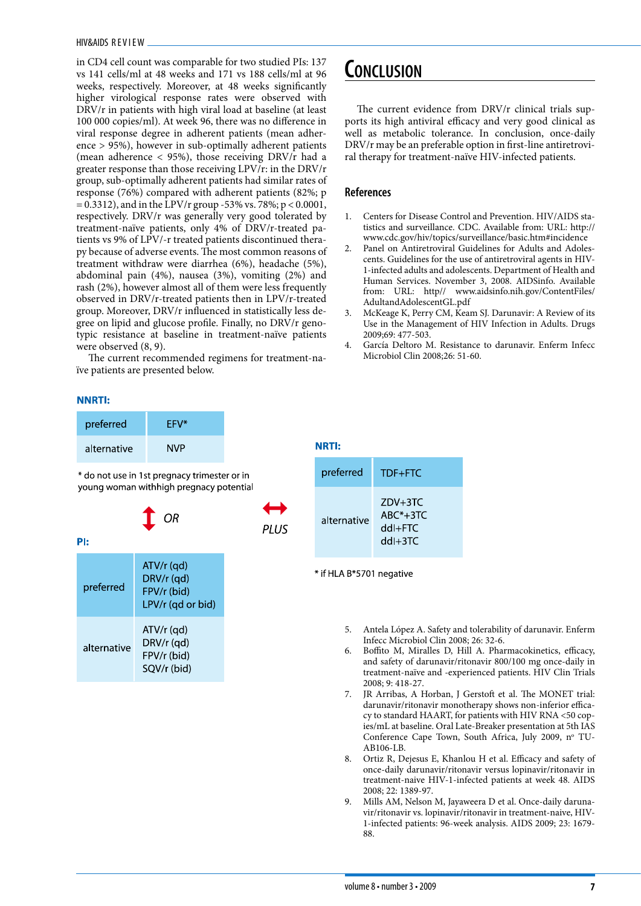in CD4 cell count was comparable for two studied PIs: 137 vs 141 cells/ml at 48 weeks and 171 vs 188 cells/ml at 96 weeks, respectively. Moreover, at 48 weeks significantly higher virological response rates were observed with DRV/r in patients with high viral load at baseline (at least 100 000 copies/ml). At week 96, there was no difference in viral response degree in adherent patients (mean adherence > 95%), however in sub-optimally adherent patients (mean adherence < 95%), those receiving DRV/r had a greater response than those receiving LPV/r: in the DRV/r group, sub-optimally adherent patients had similar rates of response (76%) compared with adherent patients (82%; p = 0.3312), and in the LPV/r group -53% vs. 78%; p < 0.0001, respectively. DRV/r was generally very good tolerated by treatment-naïve patients, only 4% of DRV/r-treated patients vs 9% of LPV/-r treated patients discontinued therapy because of adverse events. The most common reasons of treatment withdraw were diarrhea (6%), headache (5%), abdominal pain (4%), nausea (3%), vomiting (2%) and rash (2%), however almost all of them were less frequently observed in DRV/r-treated patients then in LPV/r-treated group. Moreover, DRV/r influenced in statistically less degree on lipid and glucose profile. Finally, no DRV/r genotypic resistance at baseline in treatment-naïve patients were observed (8, 9).

The current recommended regimens for treatment-naïve patients are presented below.

**NNRTI:**

| preferred | EFV* |
|---|---|
| alternative | NVP |

\* do not use in 1st pregnacy trimester or in young woman withhigh pregnacy potential

*OR*

**PI:**

| preferred | ATV/r (qd)<br>DRV/r (qd)<br>FPV/r (bid)<br>LPV/r (qd or bid) |
|---|---|
| alternative | ATV/r (qd)<br>DRV/r (qd)<br>FPV/r (bid)<br>SQV/r (bid) |

*PLUS*

**NRTI:**

| preferred | TDF+FTC |
|---|---|
| alternative | ZDV+3TC<br>ABC*+3TC<br>ddI+FTC<br>ddI+3TC |

\* if HLA B*5701 negative

# Conclusion

The current evidence from DRV/r clinical trials supports its high antiviral efficacy and very good clinical as well as metabolic tolerance. In conclusion, once-daily DRV/r may be an preferable option in first-line antiretroviral therapy for treatment-naïve HIV-infected patients.

## References

1. Centers for Disease Control and Prevention. HIV/AIDS statistics and surveillance. CDC. Available from: URL: http://www.cdc.gov/hiv/topics/surveillance/basic.htm#incidence
2. Panel on Antiretroviral Guidelines for Adults and Adolescents. Guidelines for the use of antiretroviral agents in HIV-1-infected adults and adolescents. Department of Health and Human Services. November 3, 2008. AIDSinfo. Available from: URL: http:// www.aidsinfo.nih.gov/ContentFiles/AdultandAdolescentGL.pdf
3. McKeage K, Perry CM, Keam SJ. Darunavir: A Review of its Use in the Management of HIV Infection in Adults. Drugs 2009;69: 477-503.
4. García Deltoro M. Resistance to darunavir. Enferm Infecc Microbiol Clin 2008;26: 51-60.
5. Antela López A. Safety and tolerability of darunavir. Enferm Infecc Microbiol Clin 2008; 26: 32-6.
6. Boffito M, Miralles D, Hill A. Pharmacokinetics, efficacy, and safety of darunavir/ritonavir 800/100 mg once-daily in treatment-naïve and -experienced patients. HIV Clin Trials 2008; 9: 418-27.
7. JR Arribas, A Horban, J Gerstoft et al. The MONET trial: darunavir/ritonavir monotherapy shows non-inferior efficacy to standard HAART, for patients with HIV RNA <50 copies/mL at baseline. Oral Late-Breaker presentation at 5th IAS Conference Cape Town, South Africa, July 2009, nº TU-AB106-LB.
8. Ortiz R, Dejesus E, Khanlou H et al. Efficacy and safety of once-daily darunavir/ritonavir versus lopinavir/ritonavir in treatment-naive HIV-1-infected patients at week 48. AIDS 2008; 22: 1389-97.
9. Mills AM, Nelson M, Jayaweera D et al. Once-daily darunavir/ritonavir vs. lopinavir/ritonavir in treatment-naive, HIV-1-infected patients: 96-week analysis. AIDS 2009; 23: 1679-88.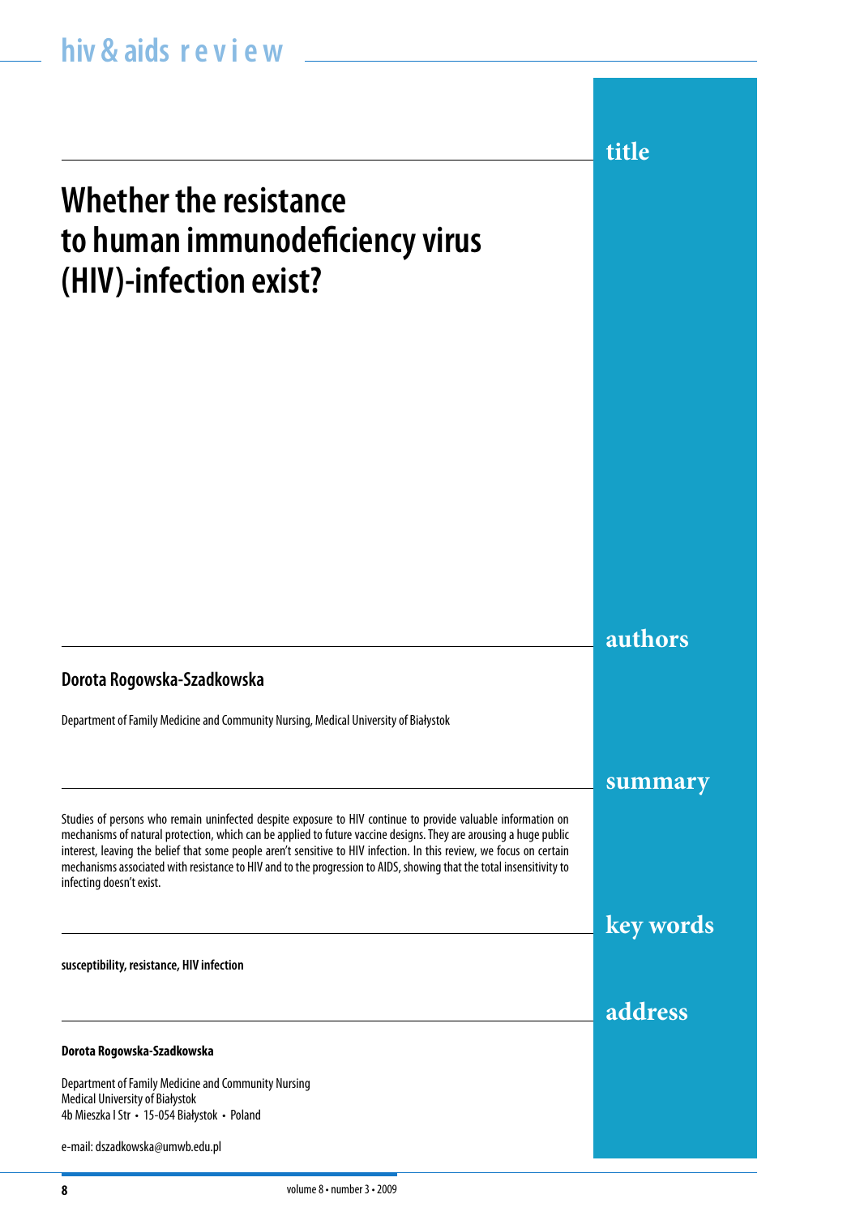# Whether the resistance to human immunodeficiency virus (HIV)-infection exist?

## authors

**Dorota Rogowska-Szadkowska**

Department of Family Medicine and Community Nursing, Medical University of Białystok

## summary

Studies of persons who remain uninfected despite exposure to HIV continue to provide valuable information on mechanisms of natural protection, which can be applied to future vaccine designs. They are arousing a huge public interest, leaving the belief that some people aren't sensitive to HIV infection. In this review, we focus on certain mechanisms associated with resistance to HIV and to the progression to AIDS, showing that the total insensitivity to infecting doesn't exist.

## key words

**susceptibility, resistance, HIV infection**

## address

**Dorota Rogowska-Szadkowska**

Department of Family Medicine and Community Nursing
Medical University of Białystok
4b Mieszka I Str • 15-054 Białystok • Poland

e-mail: dszadkowska@umwb.edu.pl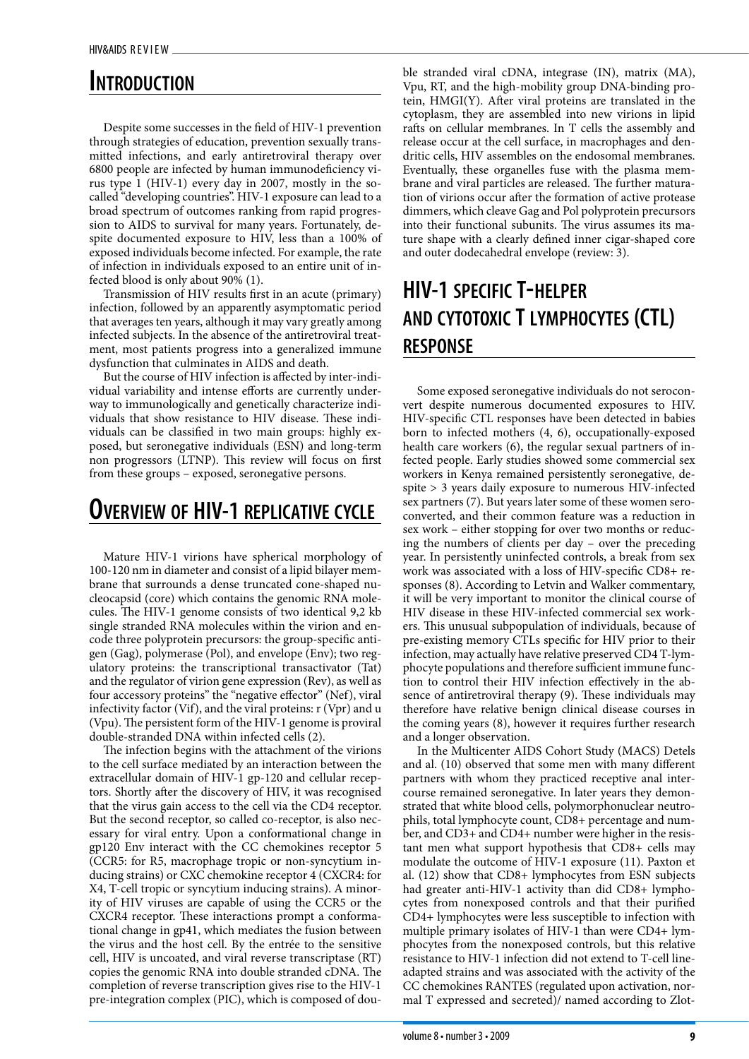# Introduction

Despite some successes in the field of HIV-1 prevention through strategies of education, prevention sexually transmitted infections, and early antiretroviral therapy over 6800 people are infected by human immunodeficiency virus type 1 (HIV-1) every day in 2007, mostly in the so-called "developing countries". HIV-1 exposure can lead to a broad spectrum of outcomes ranking from rapid progression to AIDS to survival for many years. Fortunately, despite documented exposure to HIV, less than a 100% of exposed individuals become infected. For example, the rate of infection in individuals exposed to an entire unit of infected blood is only about 90% (1).

Transmission of HIV results first in an acute (primary) infection, followed by an apparently asymptomatic period that averages ten years, although it may vary greatly among infected subjects. In the absence of the antiretroviral treatment, most patients progress into a generalized immune dysfunction that culminates in AIDS and death.

But the course of HIV infection is affected by inter-individual variability and intense efforts are currently underway to immunologically and genetically characterize individuals that show resistance to HIV disease. These individuals can be classified in two main groups: highly exposed, but seronegative individuals (ESN) and long-term non progressors (LTNP). This review will focus on first from these groups – exposed, seronegative persons.

# Overview of HIV-1 replicative cycle

Mature HIV-1 virions have spherical morphology of 100-120 nm in diameter and consist of a lipid bilayer membrane that surrounds a dense truncated cone-shaped nucleocapsid (core) which contains the genomic RNA molecules. The HIV-1 genome consists of two identical 9,2 kb single stranded RNA molecules within the virion and encode three polyprotein precursors: the group-specific antigen (Gag), polymerase (Pol), and envelope (Env); two regulatory proteins: the transcriptional transactivator (Tat) and the regulator of virion gene expression (Rev), as well as four accessory proteins" the "negative effector" (Nef), viral infectivity factor (Vif), and the viral proteins: r (Vpr) and u (Vpu). The persistent form of the HIV-1 genome is proviral double-stranded DNA within infected cells (2).

The infection begins with the attachment of the virions to the cell surface mediated by an interaction between the extracellular domain of HIV-1 gp-120 and cellular receptors. Shortly after the discovery of HIV, it was recognised that the virus gain access to the cell via the CD4 receptor. But the second receptor, so called co-receptor, is also necessary for viral entry. Upon a conformational change in gp120 Env interact with the CC chemokines receptor 5 (CCR5: for R5, macrophage tropic or non-syncytium inducing strains) or CXC chemokine receptor 4 (CXCR4: for X4, T-cell tropic or syncytium inducing strains). A minority of HIV viruses are capable of using the CCR5 or the CXCR4 receptor. These interactions prompt a conformational change in gp41, which mediates the fusion between the virus and the host cell. By the entrée to the sensitive cell, HIV is uncoated, and viral reverse transcriptase (RT) copies the genomic RNA into double stranded cDNA. The completion of reverse transcription gives rise to the HIV-1 pre-integration complex (PIC), which is composed of double stranded viral cDNA, integrase (IN), matrix (MA), Vpu, RT, and the high-mobility group DNA-binding protein, HMGI(Y). After viral proteins are translated in the cytoplasm, they are assembled into new virions in lipid rafts on cellular membranes. In T cells the assembly and release occur at the cell surface, in macrophages and dendritic cells, HIV assembles on the endosomal membranes. Eventually, these organelles fuse with the plasma membrane and viral particles are released. The further maturation of virions occur after the formation of active protease dimmers, which cleave Gag and Pol polyprotein precursors into their functional subunits. The virus assumes its mature shape with a clearly defined inner cigar-shaped core and outer dodecahedral envelope (review: 3).

# HIV-1 specific T-helper and cytotoxic T lymphocytes (CTL) response

Some exposed seronegative individuals do not seroconvert despite numerous documented exposures to HIV. HIV-specific CTL responses have been detected in babies born to infected mothers (4, 6), occupationally-exposed health care workers (6), the regular sexual partners of infected people. Early studies showed some commercial sex workers in Kenya remained persistently seronegative, despite > 3 years daily exposure to numerous HIV-infected sex partners (7). But years later some of these women seroconverted, and their common feature was a reduction in sex work – either stopping for over two months or reducing the numbers of clients per day – over the preceding year. In persistently uninfected controls, a break from sex work was associated with a loss of HIV-specific CD8+ responses (8). According to Letvin and Walker commentary, it will be very important to monitor the clinical course of HIV disease in these HIV-infected commercial sex workers. This unusual subpopulation of individuals, because of pre-existing memory CTLs specific for HIV prior to their infection, may actually have relative preserved CD4 T-lymphocyte populations and therefore sufficient immune function to control their HIV infection effectively in the absence of antiretroviral therapy (9). These individuals may therefore have relative benign clinical disease courses in the coming years (8), however it requires further research and a longer observation.

In the Multicenter AIDS Cohort Study (MACS) Detels and al. (10) observed that some men with many different partners with whom they practiced receptive anal intercourse remained seronegative. In later years they demonstrated that white blood cells, polymorphonuclear neutrophils, total lymphocyte count, CD8+ percentage and number, and CD3+ and CD4+ number were higher in the resistant men what support hypothesis that CD8+ cells may modulate the outcome of HIV-1 exposure (11). Paxton et al. (12) show that CD8+ lymphocytes from ESN subjects had greater anti-HIV-1 activity than did CD8+ lymphocytes from nonexposed controls and that their purified CD4+ lymphocytes were less susceptible to infection with multiple primary isolates of HIV-1 than were CD4+ lymphocytes from the nonexposed controls, but this relative resistance to HIV-1 infection did not extend to T-cell line-adapted strains and was associated with the activity of the CC chemokines RANTES (regulated upon activation, normal T expressed and secreted)/ named according to Zlot-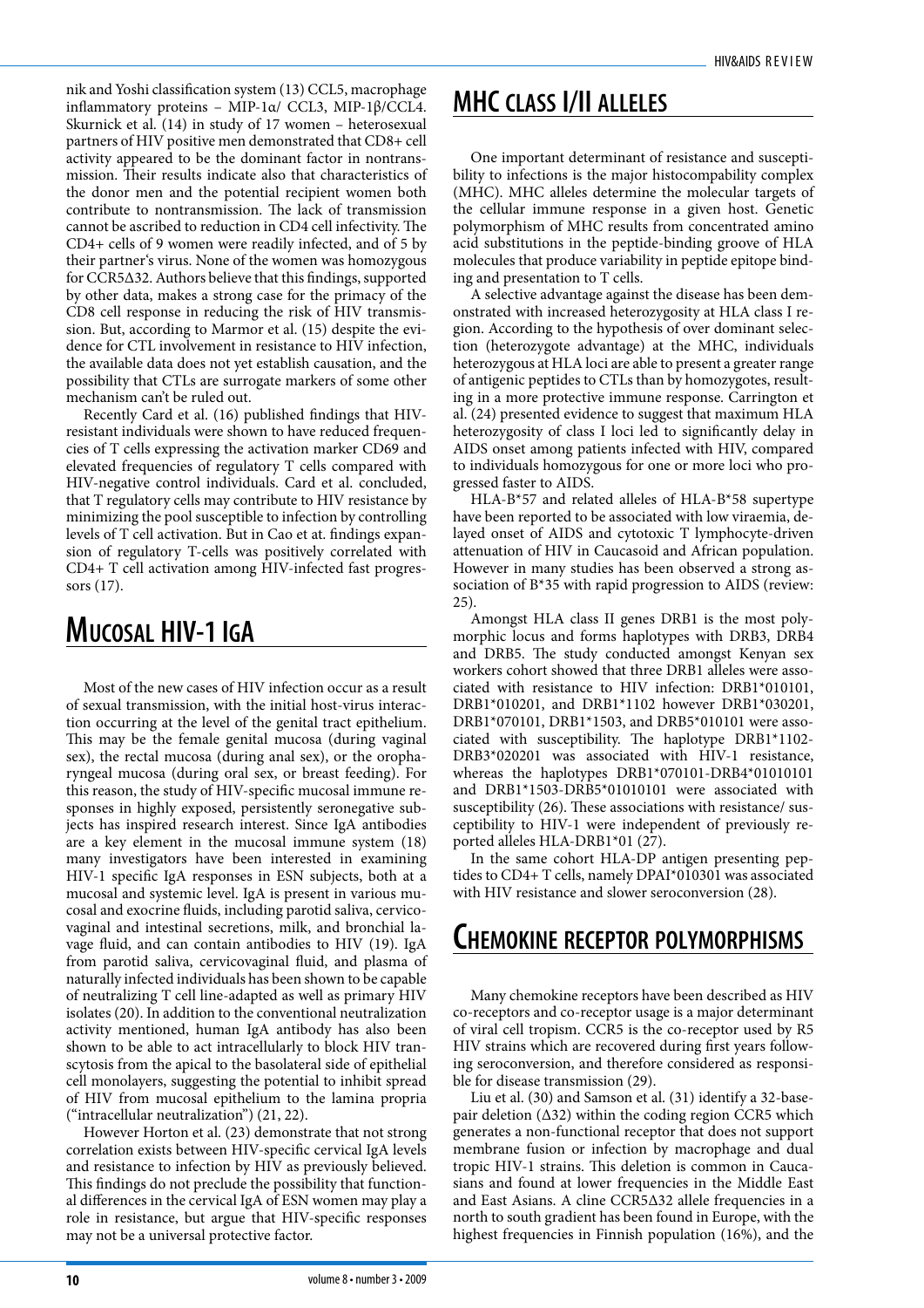nik and Yoshi classification system (13) CCL5, macrophage inflammatory proteins – MIP-1α/ CCL3, MIP-1β/CCL4. Skurnick et al. (14) in study of 17 women – heterosexual partners of HIV positive men demonstrated that CD8+ cell activity appeared to be the dominant factor in nontransmission. Their results indicate also that characteristics of the donor men and the potential recipient women both contribute to nontransmission. The lack of transmission cannot be ascribed to reduction in CD4 cell infectivity. The CD4+ cells of 9 women were readily infected, and of 5 by their partner's virus. None of the women was homozygous for CCR5Δ32. Authors believe that this findings, supported by other data, makes a strong case for the primacy of the CD8 cell response in reducing the risk of HIV transmission. But, according to Marmor et al. (15) despite the evidence for CTL involvement in resistance to HIV infection, the available data does not yet establish causation, and the possibility that CTLs are surrogate markers of some other mechanism can't be ruled out.

Recently Card et al. (16) published findings that HIV-resistant individuals were shown to have reduced frequencies of T cells expressing the activation marker CD69 and elevated frequencies of regulatory T cells compared with HIV-negative control individuals. Card et al. concluded, that T regulatory cells may contribute to HIV resistance by minimizing the pool susceptible to infection by controlling levels of T cell activation. But in Cao et at. findings expansion of regulatory T-cells was positively correlated with CD4+ T cell activation among HIV-infected fast progressors (17).

## Mucosal HIV-1 IgA

Most of the new cases of HIV infection occur as a result of sexual transmission, with the initial host-virus interaction occurring at the level of the genital tract epithelium. This may be the female genital mucosa (during vaginal sex), the rectal mucosa (during anal sex), or the oropharyngeal mucosa (during oral sex, or breast feeding). For this reason, the study of HIV-specific mucosal immune responses in highly exposed, persistently seronegative subjects has inspired research interest. Since IgA antibodies are a key element in the mucosal immune system (18) many investigators have been interested in examining HIV-1 specific IgA responses in ESN subjects, both at a mucosal and systemic level. IgA is present in various mucosal and exocrine fluids, including parotid saliva, cervicovaginal and intestinal secretions, milk, and bronchial lavage fluid, and can contain antibodies to HIV (19). IgA from parotid saliva, cervicovaginal fluid, and plasma of naturally infected individuals has been shown to be capable of neutralizing T cell line-adapted as well as primary HIV isolates (20). In addition to the conventional neutralization activity mentioned, human IgA antibody has also been shown to be able to act intracellularly to block HIV transcytosis from the apical to the basolateral side of epithelial cell monolayers, suggesting the potential to inhibit spread of HIV from mucosal epithelium to the lamina propria ("intracellular neutralization") (21, 22).

However Horton et al. (23) demonstrate that not strong correlation exists between HIV-specific cervical IgA levels and resistance to infection by HIV as previously believed. This findings do not preclude the possibility that functional differences in the cervical IgA of ESN women may play a role in resistance, but argue that HIV-specific responses may not be a universal protective factor.

## MHC class I/II alleles

One important determinant of resistance and susceptibility to infections is the major histocompability complex (MHC). MHC alleles determine the molecular targets of the cellular immune response in a given host. Genetic polymorphism of MHC results from concentrated amino acid substitutions in the peptide-binding groove of HLA molecules that produce variability in peptide epitope binding and presentation to T cells.

A selective advantage against the disease has been demonstrated with increased heterozygosity at HLA class I region. According to the hypothesis of over dominant selection (heterozygote advantage) at the MHC, individuals heterozygous at HLA loci are able to present a greater range of antigenic peptides to CTLs than by homozygotes, resulting in a more protective immune response. Carrington et al. (24) presented evidence to suggest that maximum HLA heterozygosity of class I loci led to significantly delay in AIDS onset among patients infected with HIV, compared to individuals homozygous for one or more loci who progressed faster to AIDS.

HLA-B*57 and related alleles of HLA-B*58 supertype have been reported to be associated with low viraemia, delayed onset of AIDS and cytotoxic T lymphocyte-driven attenuation of HIV in Caucasoid and African population. However in many studies has been observed a strong association of B*35 with rapid progression to AIDS (review: 25).

Amongst HLA class II genes DRB1 is the most polymorphic locus and forms haplotypes with DRB3, DRB4 and DRB5. The study conducted amongst Kenyan sex workers cohort showed that three DRB1 alleles were associated with resistance to HIV infection: DRB1*010101, DRB1*010201, and DRB1*1102 however DRB1*030201, DRB1*070101, DRB1*1503, and DRB5*010101 were associated with susceptibility. The haplotype DRB1*1102-DRB3*020201 was associated with HIV-1 resistance, whereas the haplotypes DRB1*070101-DRB4*01010101 and DRB1*1503-DRB5*01010101 were associated with susceptibility (26). These associations with resistance/ susceptibility to HIV-1 were independent of previously reported alleles HLA-DRB1*01 (27).

In the same cohort HLA-DP antigen presenting peptides to CD4+ T cells, namely DPAI*010301 was associated with HIV resistance and slower seroconversion (28).

## Chemokine receptor polymorphisms

Many chemokine receptors have been described as HIV co-receptors and co-receptor usage is a major determinant of viral cell tropism. CCR5 is the co-receptor used by R5 HIV strains which are recovered during first years following seroconversion, and therefore considered as responsible for disease transmission (29).

Liu et al. (30) and Samson et al. (31) identify a 32-base-pair deletion (Δ32) within the coding region CCR5 which generates a non-functional receptor that does not support membrane fusion or infection by macrophage and dual tropic HIV-1 strains. This deletion is common in Caucasians and found at lower frequencies in the Middle East and East Asians. A cline CCR5Δ32 allele frequencies in a north to south gradient has been found in Europe, with the highest frequencies in Finnish population (16%), and the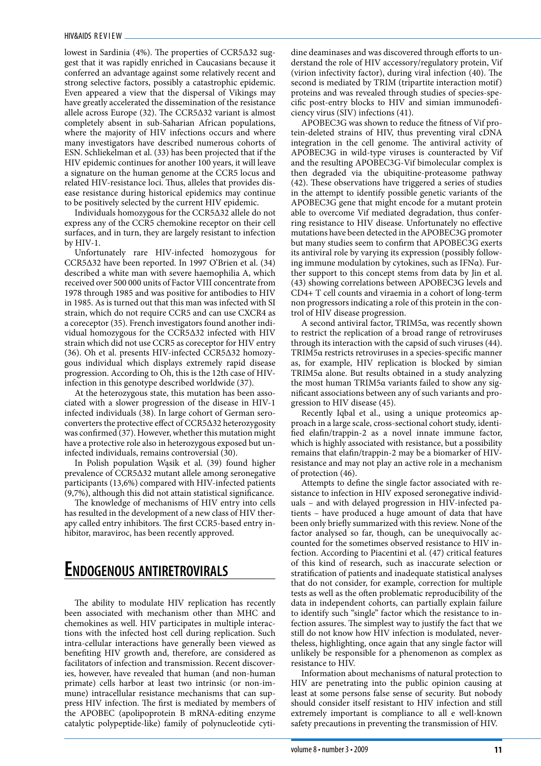lowest in Sardinia (4%). The properties of CCR5Δ32 suggest that it was rapidly enriched in Caucasians because it conferred an advantage against some relatively recent and strong selective factors, possibly a catastrophic epidemic. Even appeared a view that the dispersal of Vikings may have greatly accelerated the dissemination of the resistance allele across Europe (32). The CCR5Δ32 variant is almost completely absent in sub-Saharian African populations, where the majority of HIV infections occurs and where many investigators have described numerous cohorts of ESN. Schliekelman et al. (33) has been projected that if the HIV epidemic continues for another 100 years, it will leave a signature on the human genome at the CCR5 locus and related HIV-resistance loci. Thus, alleles that provides disease resistance during historical epidemics may continue to be positively selected by the current HIV epidemic.

Individuals homozygous for the CCR5Δ32 allele do not express any of the CCR5 chemokine receptor on their cell surfaces, and in turn, they are largely resistant to infection by HIV-1.

Unfortunately rare HIV-infected homozygous for CCR5Δ32 have been reported. In 1997 O'Brien et al. (34) described a white man with severe haemophilia A, which received over 500 000 units of Factor VIII concentrate from 1978 through 1985 and was positive for antibodies to HIV in 1985. As is turned out that this man was infected with SI strain, which do not require CCR5 and can use CXCR4 as a coreceptor (35). French investigators found another individual homozygous for the CCR5Δ32 infected with HIV strain which did not use CCR5 as coreceptor for HIV entry (36). Oh et al. presents HIV-infected CCR5Δ32 homozygous individual which displays extremely rapid disease progression. According to Oh, this is the 12th case of HIV-infection in this genotype described worldwide (37).

At the heterozygous state, this mutation has been associated with a slower progression of the disease in HIV-1 infected individuals (38). In large cohort of German seroconverters the protective effect of CCR5Δ32 heterozygosity was confirmed (37). However, whether this mutation might have a protective role also in heterozygous exposed but uninfected individuals, remains controversial (30).

In Polish population Wąsik et al. (39) found higher prevalence of CCR5Δ32 mutant allele among seronegative participants (13,6%) compared with HIV-infected patients (9,7%), although this did not attain statistical significance.

The knowledge of mechanisms of HIV entry into cells has resulted in the development of a new class of HIV therapy called entry inhibitors. The first CCR5-based entry inhibitor, maraviroc, has been recently approved.

## Endogenous antiretrovirals

The ability to modulate HIV replication has recently been associated with mechanism other than MHC and chemokines as well. HIV participates in multiple interactions with the infected host cell during replication. Such intra-cellular interactions have generally been viewed as benefiting HIV growth and, therefore, are considered as facilitators of infection and transmission. Recent discoveries, however, have revealed that human (and non-human primate) cells harbor at least two intrinsic (or non-immune) intracellular resistance mechanisms that can suppress HIV infection. The first is mediated by members of the APOBEC (apolipoprotein B mRNA-editing enzyme catalytic polypeptide-like) family of polynucleotide cytidine deaminases and was discovered through efforts to understand the role of HIV accessory/regulatory protein, Vif (virion infectivity factor), during viral infection (40). The second is mediated by TRIM (tripartite interaction motif) proteins and was revealed through studies of species-specific post-entry blocks to HIV and simian immunodeficiency virus (SIV) infections (41).

APOBEC3G was shown to reduce the fitness of Vif protein-deleted strains of HIV, thus preventing viral cDNA integration in the cell genome. The antiviral activity of APOBEC3G in wild-type viruses is counteracted by Vif and the resulting APOBEC3G-Vif bimolecular complex is then degraded via the ubiquitine-proteasome pathway (42). These observations have triggered a series of studies in the attempt to identify possible genetic variants of the APOBEC3G gene that might encode for a mutant protein able to overcome Vif mediated degradation, thus conferring resistance to HIV disease. Unfortunately no effective mutations have been detected in the APOBEC3G promoter but many studies seem to confirm that APOBEC3G exerts its antiviral role by varying its expression (possibly following immune modulation by cytokines, such as IFNα). Further support to this concept stems from data by Jin et al. (43) showing correlations between APOBEC3G levels and CD4+ T cell counts and viraemia in a cohort of long-term non progressors indicating a role of this protein in the control of HIV disease progression.

A second antiviral factor, TRIM5α, was recently shown to restrict the replication of a broad range of retroviruses through its interaction with the capsid of such viruses (44). TRIM5α restricts retroviruses in a species-specific manner as, for example, HIV replication is blocked by simian TRIM5α alone. But results obtained in a study analyzing the most human TRIM5α variants failed to show any significant associations between any of such variants and progression to HIV disease (45).

Recently Iqbal et al., using a unique proteomics approach in a large scale, cross-sectional cohort study, identified elafin/trappin-2 as a novel innate immune factor, which is highly associated with resistance, but a possibility remains that elafin/trappin-2 may be a biomarker of HIV-resistance and may not play an active role in a mechanism of protection (46).

Attempts to define the single factor associated with resistance to infection in HIV exposed seronegative individuals – and with delayed progression in HIV-infected patients – have produced a huge amount of data that have been only briefly summarized with this review. None of the factor analysed so far, though, can be unequivocally accounted for the sometimes observed resistance to HIV infection. According to Piacentini et al. (47) critical features of this kind of research, such as inaccurate selection or stratification of patients and inadequate statistical analyses that do not consider, for example, correction for multiple tests as well as the often problematic reproducibility of the data in independent cohorts, can partially explain failure to identify such "single" factor which the resistance to infection assures. The simplest way to justify the fact that we still do not know how HIV infection is modulated, nevertheless, highlighting, once again that any single factor will unlikely be responsible for a phenomenon as complex as resistance to HIV.

Information about mechanisms of natural protection to HIV are penetrating into the public opinion causing at least at some persons false sense of security. But nobody should consider itself resistant to HIV infection and still extremely important is compliance to all e well-known safety precautions in preventing the transmission of HIV.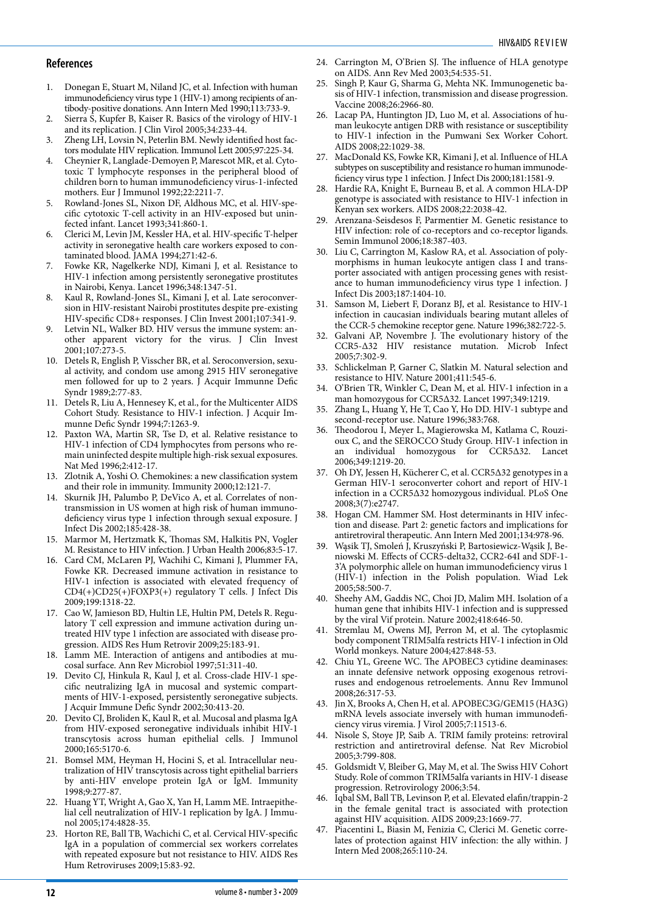## References

1. Donegan E, Stuart M, Niland JC, et al. Infection with human immunodeficiency virus type 1 (HIV-1) among recipients of antibody-positive donations. Ann Intern Med 1990;113:733-9.
2. Sierra S, Kupfer B, Kaiser R. Basics of the virology of HIV-1 and its replication. J Clin Virol 2005;34:233-44.
3. Zheng LH, Lovsin N, Peterlin BM. Newly identified host factors modulate HIV replication. Immunol Lett 2005;97:225-34.
4. Cheynier R, Langlade-Demoyen P, Marescot MR, et al. Cytotoxic T lymphocyte responses in the peripheral blood of children born to human immunodeficiency virus-1-infected mothers. Eur J Immunol 1992;22:2211-7.
5. Rowland-Jones SL, Nixon DF, Aldhous MC, et al. HIV-specific cytotoxic T-cell activity in an HIV-exposed but uninfected infant. Lancet 1993;341:860-1.
6. Clerici M, Levin JM, Kessler HA, et al. HIV-specific T-helper activity in seronegative health care workers exposed to contaminated blood. JAMA 1994;271:42-6.
7. Fowke KR, Nagelkerke NDJ, Kimani J, et al. Resistance to HIV-1 infection among persistently seronegative prostitutes in Nairobi, Kenya. Lancet 1996;348:1347-51.
8. Kaul R, Rowland-Jones SL, Kimani J, et al. Late seroconversion in HIV-resistant Nairobi prostitutes despite pre-existing HIV-specific CD8+ responses. J Clin Invest 2001;107:341-9.
9. Letvin NL, Walker BD. HIV versus the immune system: another apparent victory for the virus. J Clin Invest 2001;107:273-5.
10. Detels R, English P, Visscher BR, et al. Seroconversion, sexual activity, and condom use among 2915 HIV seronegative men followed for up to 2 years. J Acquir Immunne Defic Syndr 1989;2:77-83.
11. Detels R, Liu A, Hennesey K, et al., for the Multicenter AIDS Cohort Study. Resistance to HIV-1 infection. J Acquir Immunne Defic Syndr 1994;7:1263-9.
12. Paxton WA, Martin SR, Tse D, et al. Relative resistance to HIV-1 infection of CD4 lymphocytes from persons who remain uninfected despite multiple high-risk sexual exposures. Nat Med 1996;2:412-17.
13. Zlotnik A, Yoshi O. Chemokines: a new classification system and their role in immunity. Immunity 2000;12:121-7.
14. Skurnik JH, Palumbo P, DeVico A, et al. Correlates of nontransmission in US women at high risk of human immunodeficiency virus type 1 infection through sexual exposure. J Infect Dis 2002;185:428-38.
15. Marmor M, Hertzmatk K, Thomas SM, Halkitis PN, Vogler M. Resistance to HIV infection. J Urban Health 2006;83:5-17.
16. Card CM, McLaren PJ, Wachihi C, Kimani J, Plummer FA, Fowke KR. Decreased immune activation in resistance to HIV-1 infection is associated with elevated frequency of CD4(+)CD25(+)FOXP3(+) regulatory T cells. J Infect Dis 2009;199:1318-22.
17. Cao W, Jamieson BD, Hultin LE, Hultin PM, Detels R. Regulatory T cell expression and immune activation during untreated HIV type 1 infection are associated with disease progression. AIDS Res Hum Retrovir 2009;25:183-91.
18. Lamm ME. Interaction of antigens and antibodies at mucosal surface. Ann Rev Microbiol 1997;51:311-40.
19. Devito CJ, Hinkula R, Kaul J, et al. Cross-clade HIV-1 specific neutralizing IgA in mucosal and systemic compartments of HIV-1-exposed, persistently seronegative subjects. J Acquir Immune Defic Syndr 2002;30:413-20.
20. Devito CJ, Broliden K, Kaul R, et al. Mucosal and plasma IgA from HIV-exposed seronegative individuals inhibit HIV-1 transcytosis across human epithelial cells. J Immunol 2000;165:5170-6.
21. Bomsel MM, Heyman H, Hocini S, et al. Intracellular neutralization of HIV transcytosis across tight epithelial barriers by anti-HIV envelope protein IgA or IgM. Immunity 1998;9:277-87.
22. Huang YT, Wright A, Gao X, Yan H, Lamm ME. Intraepithelial cell neutralization of HIV-1 replication by IgA. J Immunol 2005;174:4828-35.
23. Horton RE, Ball TB, Wachichi C, et al. Cervical HIV-specific IgA in a population of commercial sex workers correlates with repeated exposure but not resistance to HIV. AIDS Res Hum Retroviruses 2009;15:83-92.
24. Carrington M, O'Brien SJ. The influence of HLA genotype on AIDS. Ann Rev Med 2003;54:535-51.
25. Singh P, Kaur G, Sharma G, Mehta NK. Immunogenetic basis of HIV-1 infection, transmission and disease progression. Vaccine 2008;26:2966-80.
26. Lacap PA, Huntington JD, Luo M, et al. Associations of human leukocyte antigen DRB with resistance or susceptibility to HIV-1 infection in the Pumwani Sex Worker Cohort. AIDS 2008;22:1029-38.
27. MacDonald KS, Fowke KR, Kimani J, et al. Influence of HLA subtypes on susceptibility and resistance ro human immunodeficiency virus type 1 infection. J Infect Dis 2000;181:1581-9.
28. Hardie RA, Knight E, Burneau B, et al. A common HLA-DP genotype is associated with resistance to HIV-1 infection in Kenyan sex workers. AIDS 2008;22:2038-42.
29. Arenzana-Seisdesos F, Parmentier M. Genetic resistance to HIV infection: role of co-receptors and co-receptor ligands. Semin Immunol 2006;18:387-403.
30. Liu C, Carrington M, Kaslow RA, et al. Association of polymorphisms in human leukocyte antigen class I and transporter associated with antigen processing genes with resistance to human immunodeficiency virus type 1 infection. J Infect Dis 2003;187:1404-10.
31. Samson M, Liebert F, Doranz BJ, et al. Resistance to HIV-1 infection in caucasian individuals bearing mutant alleles of the CCR-5 chemokine receptor gene. Nature 1996;382:722-5.
32. Galvani AP, Novembre J. The evolutionary history of the CCR5-Δ32 HIV resistance mutation. Microb Infect 2005;7:302-9.
33. Schlickelman P, Garner C, Slatkin M. Natural selection and resistance to HIV. Nature 2001;411:545-6.
34. O'Brien TR, Winkler C, Dean M, et al. HIV-1 infection in a man homozygous for CCR5Δ32. Lancet 1997;349:1219.
35. Zhang L, Huang Y, He T, Cao Y, Ho DD. HIV-1 subtype and second-receptor use. Nature 1996;383:768.
36. Theodorou I, Meyer L, Magierowska M, Katlama C, Rouzioux C, and the SEROCCO Study Group. HIV-1 infection in an individual homozygous for CCR5Δ32. Lancet 2006;349:1219-20.
37. Oh DY, Jessen H, Kücherer C, et al. CCR5Δ32 genotypes in a German HIV-1 seroconverter cohort and report of HIV-1 infection in a CCR5Δ32 homozygous individual. PLoS One 2008;3(7):e2747.
38. Hogan CM, Hammer SM. Host determinants in HIV infection and disease. Part 2: genetic factors and implications for antiretroviral therapeutic. Ann Intern Med 2001;134:978-96.
39. Wąsik TJ, Smoleń J, Kruszyński P, Bartosiewicz-Wąsik J, Beniowski M. Effects of CCR5-delta32, CCR2-64I and SDF-1-3'A polymorphic allele on human immunodeficiency virus 1 (HIV-1) infection in the Polish population. Wiad Lek 2005;58:500-7.
40. Sheehy AM, Gaddis NC, Choi JD, Malim MH. Isolation of a human gene that inhibits HIV-1 infection and is suppressed by the viral Vif protein. Nature 2002;418:646-50.
41. Stremlau M, Owens MJ, Perron M, et al. The cytoplasmic body component TRIM5alfa restricts HIV-1 infection in Old World monkeys. Nature 2004;427:848-53.
42. Chiu YL, Greene WC. The APOBEC3 cytidine deaminases: an innate defensive network opposing exogenous retroviruses and endogenous retroelements. Annu Rev Immunol 2008;26:317-53.
43. Jin X, Brooks A, Chen H, et al. APOBEC3G/GEM15 (HA3G) mRNA levels associate inversely with human immunodeficiency virus viremia. J Virol 2005;7:11513-6.
44. Nisole S, Stoye JP, Saib A. TRIM family proteins: retroviral restriction and antiretroviral defense. Nat Rev Microbiol 2005;3:799-808.
45. Goldsmidt V, Bleiber G, May M, et al. The Swiss HIV Cohort Study. Role of common TRIM5alfa variants in HIV-1 disease progression. Retrovirology 2006;3:54.
46. Iqbal SM, Ball TB, Levinson P, et al. Elevated elafin/trappin-2 in the female genital tract is associated with protection against HIV acquisition. AIDS 2009;23:1669-77.
47. Piacentini L, Biasin M, Fenizia C, Clerici M. Genetic correlates of protection against HIV infection: the ally within. J Intern Med 2008;265:110-24.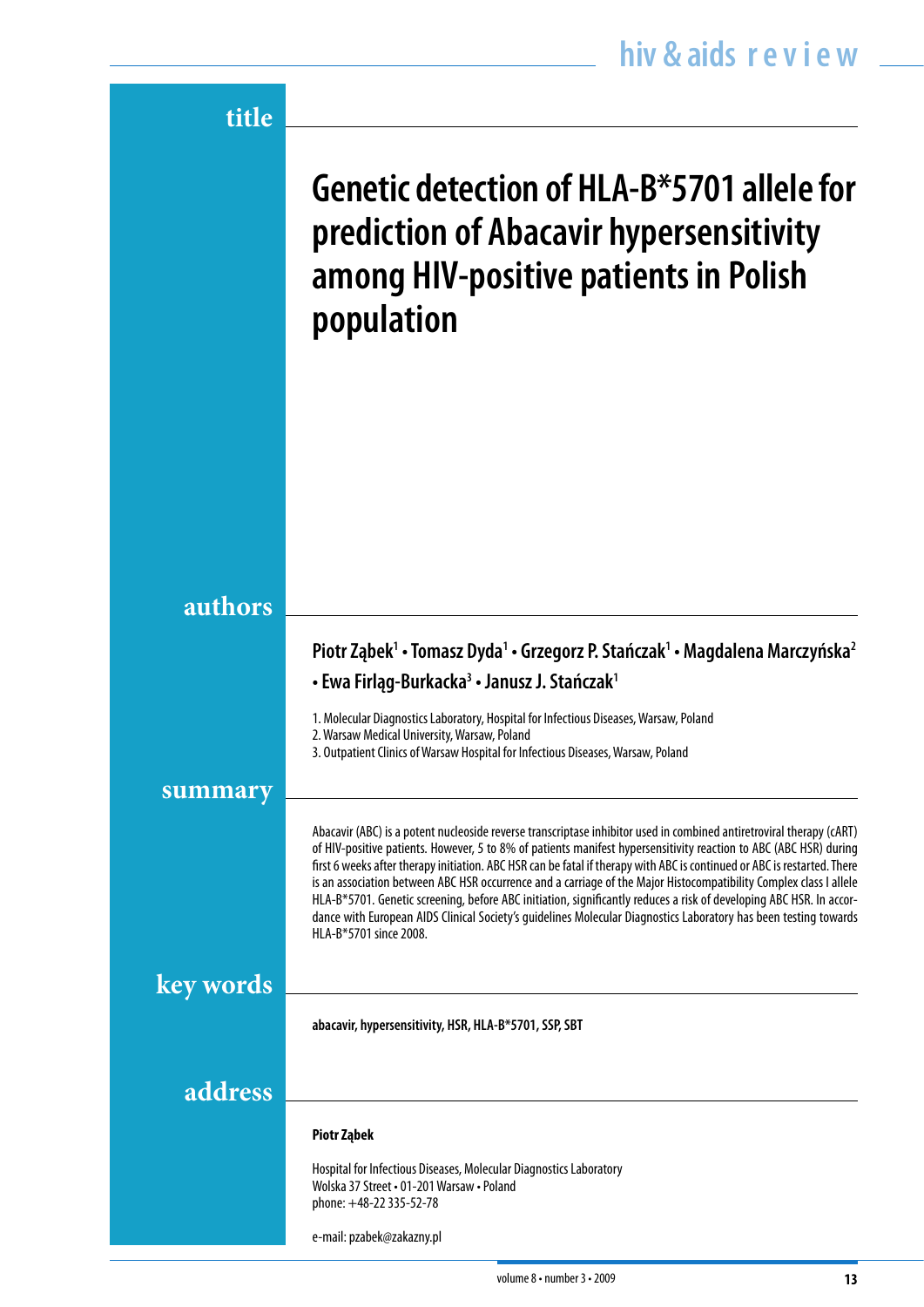# Genetic detection of HLA-B*5701 allele for prediction of Abacavir hypersensitivity among HIV-positive patients in Polish population

## authors

**Piotr Ząbek[1] • Tomasz Dyda[1] • Grzegorz P. Stańczak[1] • Magdalena Marczyńska[2] • Ewa Firląg-Burkacka[3] • Janusz J. Stańczak[1]**

1. Molecular Diagnostics Laboratory, Hospital for Infectious Diseases, Warsaw, Poland
2. Warsaw Medical University, Warsaw, Poland
3. Outpatient Clinics of Warsaw Hospital for Infectious Diseases, Warsaw, Poland

## summary

Abacavir (ABC) is a potent nucleoside reverse transcriptase inhibitor used in combined antiretroviral therapy (cART) of HIV-positive patients. However, 5 to 8% of patients manifest hypersensitivity reaction to ABC (ABC HSR) during first 6 weeks after therapy initiation. ABC HSR can be fatal if therapy with ABC is continued or ABC is restarted. There is an association between ABC HSR occurrence and a carriage of the Major Histocompatibility Complex class I allele HLA-B*5701. Genetic screening, before ABC initiation, significantly reduces a risk of developing ABC HSR. In accordance with European AIDS Clinical Society's guidelines Molecular Diagnostics Laboratory has been testing towards HLA-B*5701 since 2008.

## key words

**abacavir, hypersensitivity, HSR, HLA-B*5701, SSP, SBT**

## address

**Piotr Ząbek**

Hospital for Infectious Diseases, Molecular Diagnostics Laboratory
Wolska 37 Street • 01-201 Warsaw • Poland
phone: +48-22 335-52-78

e-mail: pzabek@zakazny.pl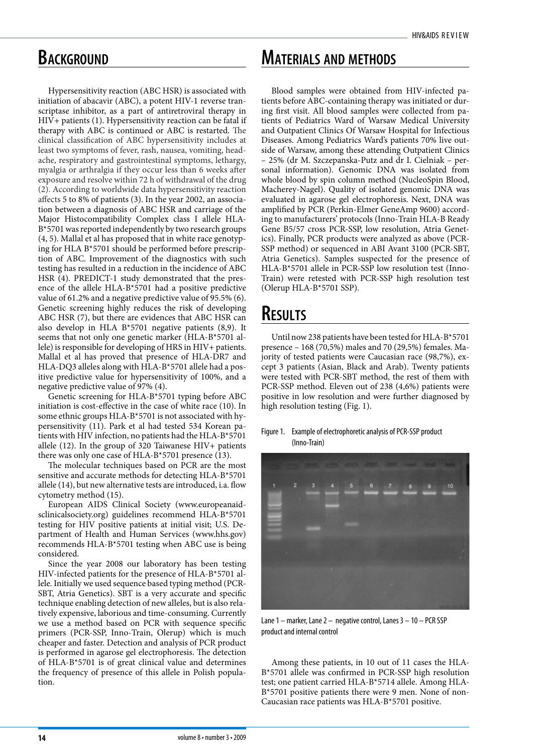## Background

Hypersensitivity reaction (ABC HSR) is associated with initiation of abacavir (ABC), a potent HIV-1 reverse transcriptase inhibitor, as a part of antiretroviral therapy in HIV+ patients (1). Hypersensitivity reaction can be fatal if therapy with ABC is continued or ABC is restarted. The clinical classification of ABC hypersensitivity includes at least two symptoms of fever, rash, nausea, vomiting, headache, respiratory and gastrointestinal symptoms, lethargy, myalgia or arthralgia if they occur less than 6 weeks after exposure and resolve within 72 h of withdrawal of the drug (2). According to worldwide data hypersensitivity reaction affects 5 to 8% of patients (3). In the year 2002, an association between a diagnosis of ABC HSR and carriage of the Major Histocompatibility Complex class I allele HLA-B*5701 was reported independently by two research groups (4, 5). Mallal et al has proposed that in white race genotyping for HLA B*5701 should be performed before prescription of ABC. Improvement of the diagnostics with such testing has resulted in a reduction in the incidence of ABC HSR (4). PREDICT-1 study demonstrated that the presence of the allele HLA-B*5701 had a positive predictive value of 61.2% and a negative predictive value of 95.5% (6). Genetic screening highly reduces the risk of developing ABC HSR (7), but there are evidences that ABC HSR can also develop in HLA B*5701 negative patients (8,9). It seems that not only one genetic marker (HLA-B*5701 allele) is responsible for developing of HRS in HIV+ patients. Mallal et al has proved that presence of HLA-DR7 and HLA-DQ3 alleles along with HLA-B*5701 allele had a positive predictive value for hypersensitivity of 100%, and a negative predictive value of 97% (4).

Genetic screening for HLA-B*5701 typing before ABC initiation is cost-effective in the case of white race (10). In some ethnic groups HLA-B*5701 is not associated with hypersensitivity (11). Park et al had tested 534 Korean patients with HIV infection, no patients had the HLA-B*5701 allele (12). In the group of 320 Taiwanese HIV+ patients there was only one case of HLA-B*5701 presence (13).

The molecular techniques based on PCR are the most sensitive and accurate methods for detecting HLA-B*5701 allele (14), but new alternative tests are introduced, i.a. flow cytometry method (15).

European AIDS Clinical Society (www.europeanaidsclinicalsociety.org) guidelines recommend HLA-B*5701 testing for HIV positive patients at initial visit; U.S. Department of Health and Human Services (www.hhs.gov) recommends HLA-B*5701 testing when ABC use is being considered.

Since the year 2008 our laboratory has been testing HIV-infected patients for the presence of HLA-B*5701 allele. Initially we used sequence based typing method (PCR-SBT, Atria Genetics). SBT is a very accurate and specific technique enabling detection of new alleles, but is also relatively expensive, laborious and time-consuming. Currently we use a method based on PCR with sequence specific primers (PCR-SSP, Inno-Train, Olerup) which is much cheaper and faster. Detection and analysis of PCR product is performed in agarose gel electrophoresis. The detection of HLA-B*5701 is of great clinical value and determines the frequency of presence of this allele in Polish population.

## Materials and methods

Blood samples were obtained from HIV-infected patients before ABC-containing therapy was initiated or during first visit. All blood samples were collected from patients of Pediatrics Ward of Warsaw Medical University and Outpatient Clinics Of Warsaw Hospital for Infectious Diseases. Among Pediatrics Ward's patients 70% live outside of Warsaw, among these attending Outpatient Clinics – 25% (dr M. Szczepanska-Putz and dr I. Cielniak – personal information). Genomic DNA was isolated from whole blood by spin column method (NucleoSpin Blood, Macherey-Nagel). Quality of isolated genomic DNA was evaluated in agarose gel electrophoresis. Next, DNA was amplified by PCR (Perkin-Elmer GeneAmp 9600) according to manufacturers' protocols (Inno-Train HLA-B Ready Gene B5/57 cross PCR-SSP, low resolution, Atria Genetics). Finally, PCR products were analyzed as above (PCR-SSP method) or sequenced in ABI Avant 3100 (PCR-SBT, Atria Genetics). Samples suspected for the presence of HLA-B*5701 allele in PCR-SSP low resolution test (Inno-Train) were retested with PCR-SSP high resolution test (Olerup HLA-B*5701 SSP).

## Results

Until now 238 patients have been tested for HLA-B*5701 presence – 168 (70,5%) males and 70 (29,5%) females. Majority of tested patients were Caucasian race (98,7%), except 3 patients (Asian, Black and Arab). Twenty patients were tested with PCR-SBT method, the rest of them with PCR-SSP method. Eleven out of 238 (4,6%) patients were positive in low resolution and were further diagnosed by high resolution testing (Fig. 1).

Figure 1. Example of electrophoretic analysis of PCR-SSP product (Inno-Train)

Lane 1 – marker, Lane 2 – negative control, Lanes 3 – 10 – PCR SSP product and internal control

Among these patients, in 10 out of 11 cases the HLA-B*5701 allele was confirmed in PCR-SSP high resolution test; one patient carried HLA-B*5714 allele. Among HLA-B*5701 positive patients there were 9 men. None of non-Caucasian race patients was HLA-B*5701 positive.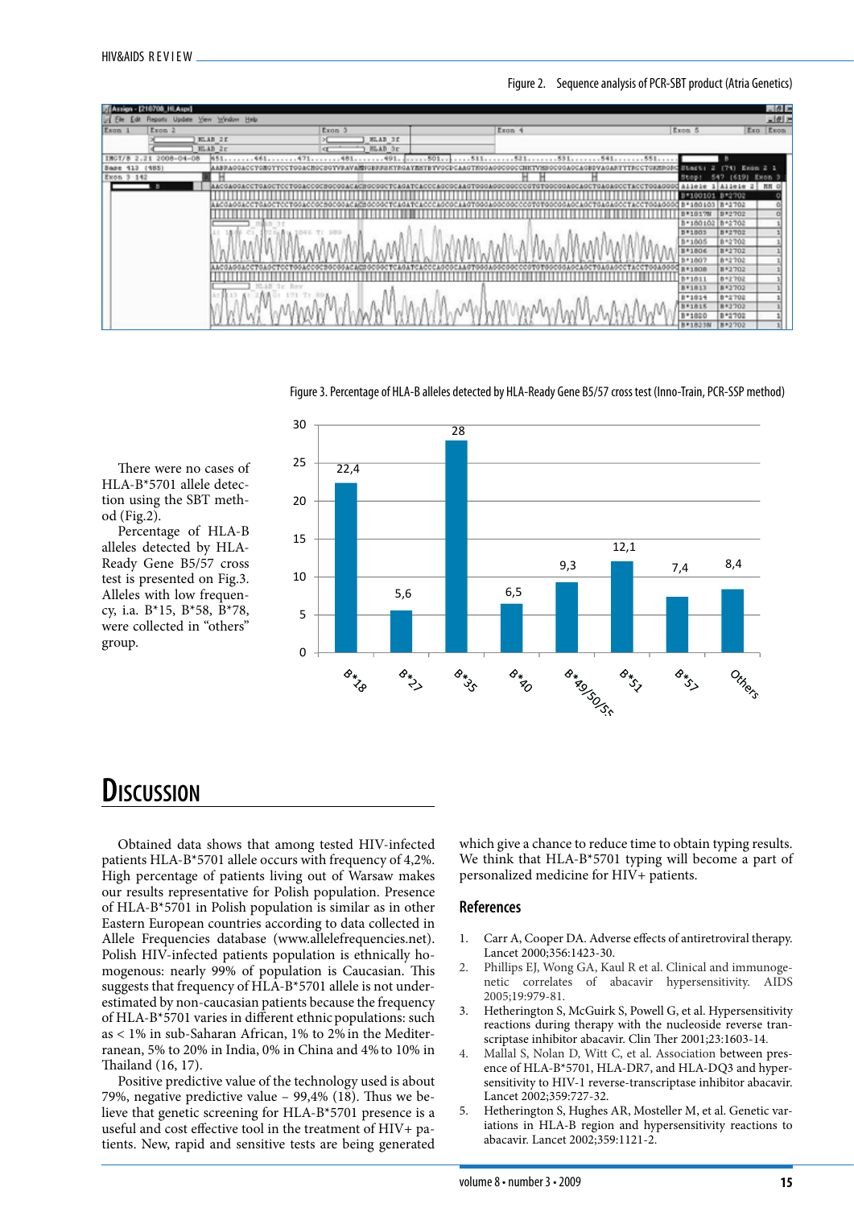Figure 2. Sequence analysis of PCR-SBT product (Atria Genetics)

Figure 3. Percentage of HLA-B alleles detected by HLA-Ready Gene B5/57 cross test (Inno-Train, PCR-SSP method)

| Allele | Percentage |
|---|---|
| B*18 | 22,4 |
| B*27 | 5,6 |
| B*35 | 28 |
| B*40 | 6,5 |
| B*49/50/55 | 9,3 |
| B*51 | 12,1 |
| B*57 | 7,4 |
| Others | 8,4 |

There were no cases of HLA-B*5701 allele detection using the SBT method (Fig.2).

Percentage of HLA-B alleles detected by HLA-Ready Gene B5/57 cross test is presented on Fig.3. Alleles with low frequency, i.a. B*15, B*58, B*78, were collected in "others" group.

# Discussion

Obtained data shows that among tested HIV-infected patients HLA-B*5701 allele occurs with frequency of 4,2%. High percentage of patients living out of Warsaw makes our results representative for Polish population. Presence of HLA-B*5701 in Polish population is similar as in other Eastern European countries according to data collected in Allele Frequencies database (www.allelefrequencies.net). Polish HIV-infected patients population is ethnically homogenous: nearly 99% of population is Caucasian. This suggests that frequency of HLA-B*5701 allele is not underestimated by non-caucasian patients because the frequency of HLA-B*5701 varies in different ethnic populations: such as < 1% in sub-Saharan African, 1% to 2% in the Mediterranean, 5% to 20% in India, 0% in China and 4% to 10% in Thailand (16, 17).

Positive predictive value of the technology used is about 79%, negative predictive value – 99,4% (18). Thus we believe that genetic screening for HLA-B*5701 presence is a useful and cost effective tool in the treatment of HIV+ patients. New, rapid and sensitive tests are being generated which give a chance to reduce time to obtain typing results. We think that HLA-B*5701 typing will become a part of personalized medicine for HIV+ patients.

## References

1. Carr A, Cooper DA. Adverse effects of antiretroviral therapy. Lancet 2000;356:1423-30.
2. Phillips EJ, Wong GA, Kaul R et al. Clinical and immunogenetic correlates of abacavir hypersensitivity. AIDS 2005;19:979-81.
3. Hetherington S, McGuirk S, Powell G, et al. Hypersensitivity reactions during therapy with the nucleoside reverse transcriptase inhibitor abacavir. Clin Ther 2001;23:1603-14.
4. Mallal S, Nolan D, Witt C, et al. Association between presence of HLA-B*5701, HLA-DR7, and HLA-DQ3 and hypersensitivity to HIV-1 reverse-transcriptase inhibitor abacavir. Lancet 2002;359:727-32.
5. Hetherington S, Hughes AR, Mosteller M, et al. Genetic variations in HLA-B region and hypersensitivity reactions to abacavir. Lancet 2002;359:1121-2.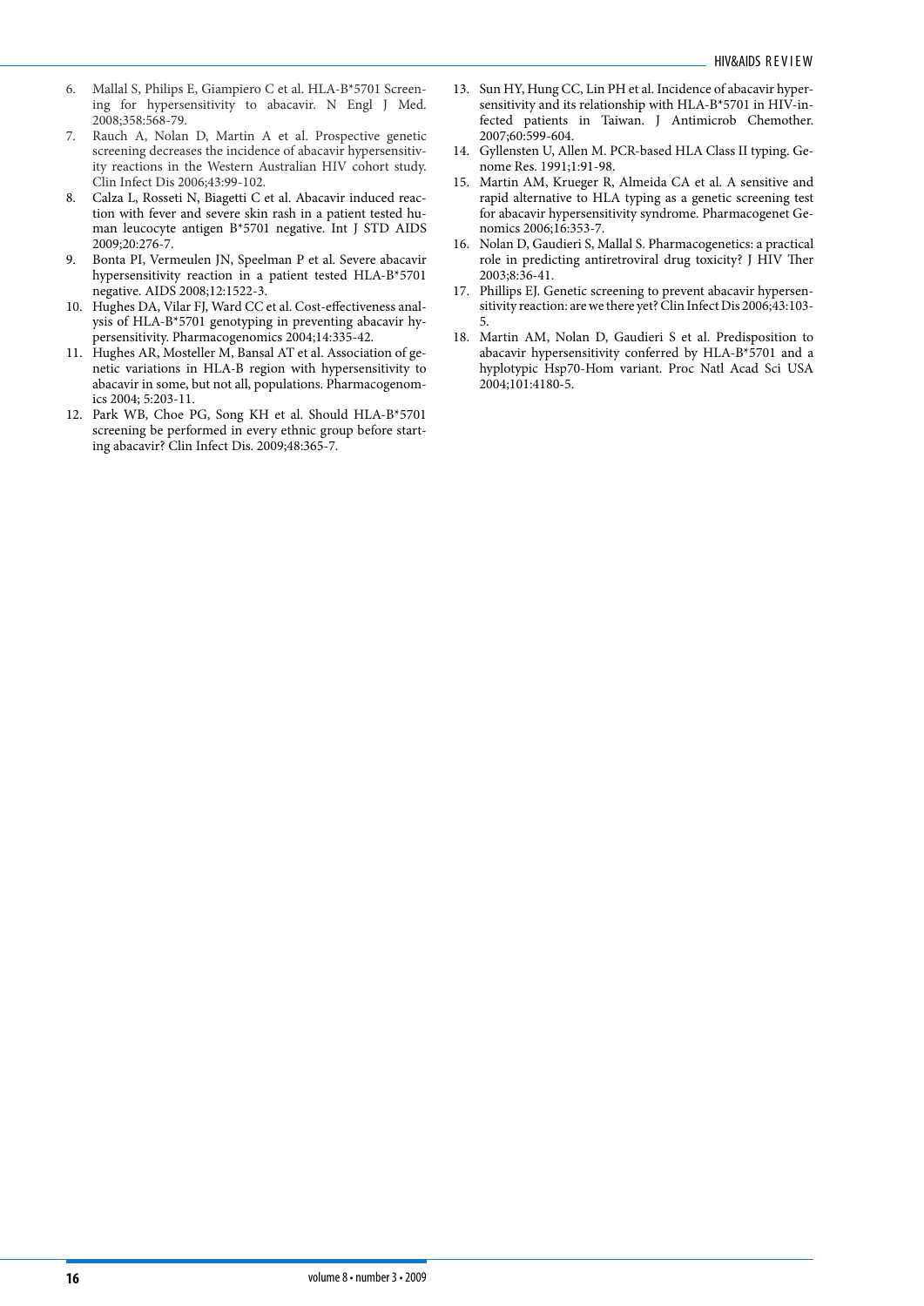6. Mallal S, Philips E, Giampiero C et al. HLA-B*5701 Screening for hypersensitivity to abacavir. N Engl J Med. 2008;358:568-79.
7. Rauch A, Nolan D, Martin A et al. Prospective genetic screening decreases the incidence of abacavir hypersensitivity reactions in the Western Australian HIV cohort study. Clin Infect Dis 2006;43:99-102.
8. Calza L, Rosseti N, Biagetti C et al. Abacavir induced reaction with fever and severe skin rash in a patient tested human leucocyte antigen B*5701 negative. Int J STD AIDS 2009;20:276-7.
9. Bonta PI, Vermeulen JN, Speelman P et al. Severe abacavir hypersensitivity reaction in a patient tested HLA-B*5701 negative. AIDS 2008;12:1522-3.
10. Hughes DA, Vilar FJ, Ward CC et al. Cost-effectiveness analysis of HLA-B*5701 genotyping in preventing abacavir hypersensitivity. Pharmacogenomics 2004;14:335-42.
11. Hughes AR, Mosteller M, Bansal AT et al. Association of genetic variations in HLA-B region with hypersensitivity to abacavir in some, but not all, populations. Pharmacogenomics 2004; 5:203-11.
12. Park WB, Choe PG, Song KH et al. Should HLA-B*5701 screening be performed in every ethnic group before starting abacavir? Clin Infect Dis. 2009;48:365-7.
13. Sun HY, Hung CC, Lin PH et al. Incidence of abacavir hypersensitivity and its relationship with HLA-B*5701 in HIV-infected patients in Taiwan. J Antimicrob Chemother. 2007;60:599-604.
14. Gyllensten U, Allen M. PCR-based HLA Class II typing. Genome Res. 1991;1:91-98.
15. Martin AM, Krueger R, Almeida CA et al. A sensitive and rapid alternative to HLA typing as a genetic screening test for abacavir hypersensitivity syndrome. Pharmacogenet Genomics 2006;16:353-7.
16. Nolan D, Gaudieri S, Mallal S. Pharmacogenetics: a practical role in predicting antiretroviral drug toxicity? J HIV Ther 2003;8:36-41.
17. Phillips EJ. Genetic screening to prevent abacavir hypersensitivity reaction: are we there yet? Clin Infect Dis 2006;43:103-5.
18. Martin AM, Nolan D, Gaudieri S et al. Predisposition to abacavir hypersensitivity conferred by HLA-B*5701 and a hyplotypic Hsp70-Hom variant. Proc Natl Acad Sci USA 2004;101:4180-5.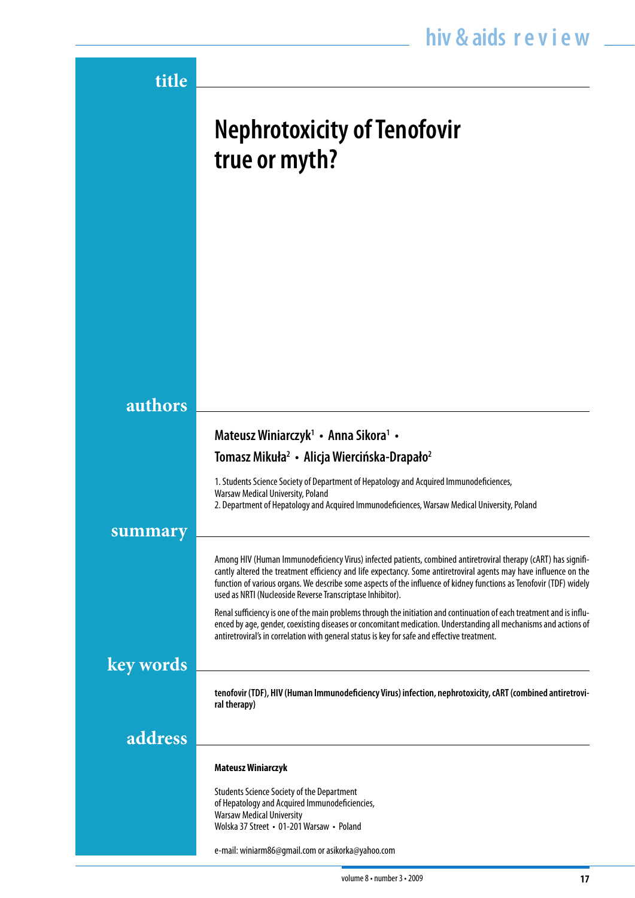## title

# Nephrotoxicity of Tenofovir true or myth?

## authors

**Mateusz Winiarczyk[1] • Anna Sikora[1] • Tomasz Mikuła[2] • Alicja Wiercińska-Drapało[2]**

1. Students Science Society of Department of Hepatology and Acquired Immunodeficiences, Warsaw Medical University, Poland
2. Department of Hepatology and Acquired Immunodeficiences, Warsaw Medical University, Poland

## summary

Among HIV (Human Immunodeficiency Virus) infected patients, combined antiretroviral therapy (cART) has significantly altered the treatment efficiency and life expectancy. Some antiretroviral agents may have influence on the function of various organs. We describe some aspects of the influence of kidney functions as Tenofovir (TDF) widely used as NRTI (Nucleoside Reverse Transcriptase Inhibitor).

Renal sufficiency is one of the main problems through the initiation and continuation of each treatment and is influenced by age, gender, coexisting diseases or concomitant medication. Understanding all mechanisms and actions of antiretroviral's in correlation with general status is key for safe and effective treatment.

## key words

**tenofovir (TDF), HIV (Human Immunodeficiency Virus) infection, nephrotoxicity, cART (combined antiretroviral therapy)**

## address

**Mateusz Winiarczyk**

Students Science Society of the Department of Hepatology and Acquired Immunodeficiencies, Warsaw Medical University
Wolska 37 Street • 01-201 Warsaw • Poland

e-mail: winiarm86@gmail.com or asikorka@yahoo.com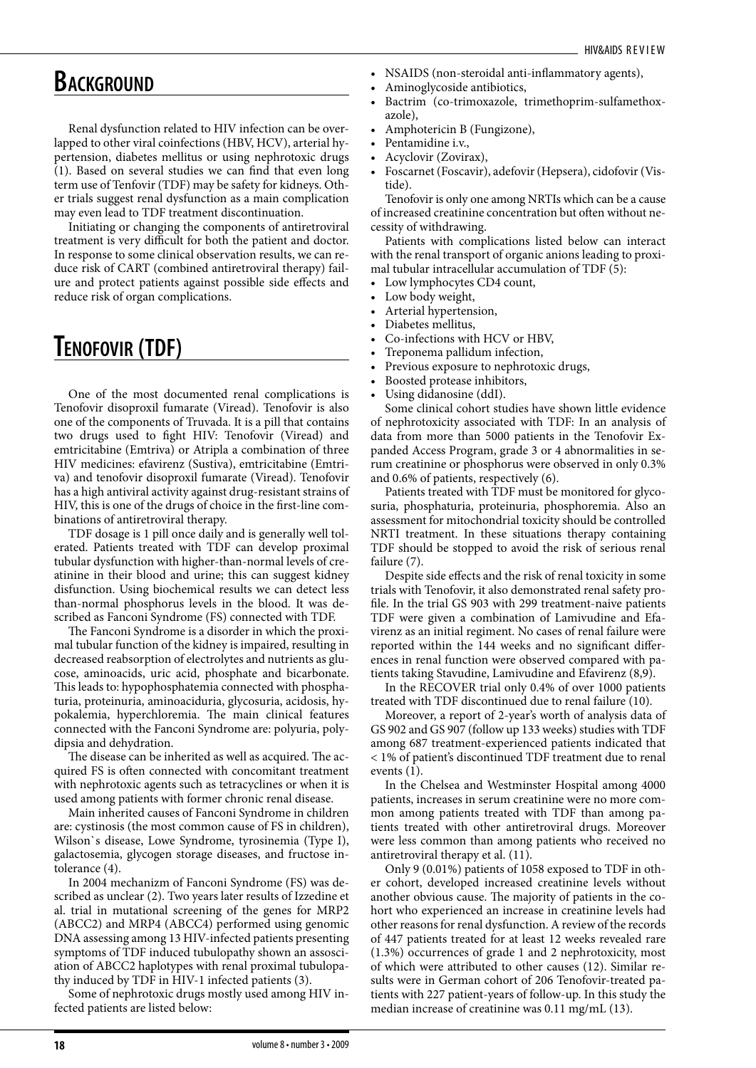## Background

Renal dysfunction related to HIV infection can be overlapped to other viral coinfections (HBV, HCV), arterial hypertension, diabetes mellitus or using nephrotoxic drugs (1). Based on several studies we can find that even long term use of Tenofovir (TDF) may be safety for kidneys. Other trials suggest renal dysfunction as a main complication may even lead to TDF treatment discontinuation.

Initiating or changing the components of antiretroviral treatment is very difficult for both the patient and doctor. In response to some clinical observation results, we can reduce risk of CART (combined antiretroviral therapy) failure and protect patients against possible side effects and reduce risk of organ complications.

## Tenofovir (TDF)

One of the most documented renal complications is Tenofovir disoproxil fumarate (Viread). Tenofovir is also one of the components of Truvada. It is a pill that contains two drugs used to fight HIV: Tenofovir (Viread) and emtricitabine (Emtriva) or Atripla a combination of three HIV medicines: efavirenz (Sustiva), emtricitabine (Emtriva) and tenofovir disoproxil fumarate (Viread). Tenofovir has a high antiviral activity against drug-resistant strains of HIV, this is one of the drugs of choice in the first-line combinations of antiretroviral therapy.

TDF dosage is 1 pill once daily and is generally well tolerated. Patients treated with TDF can develop proximal tubular dysfunction with higher-than-normal levels of creatinine in their blood and urine; this can suggest kidney disfunction. Using biochemical results we can detect less than-normal phosphorus levels in the blood. It was described as Fanconi Syndrome (FS) connected with TDF.

The Fanconi Syndrome is a disorder in which the proximal tubular function of the kidney is impaired, resulting in decreased reabsorption of electrolytes and nutrients as glucose, aminoacids, uric acid, phosphate and bicarbonate. This leads to: hypophosphatemia connected with phosphaturia, proteinuria, aminoaciduria, glycosuria, acidosis, hypokalemia, hyperchloremia. The main clinical features connected with the Fanconi Syndrome are: polyuria, polydipsia and dehydration.

The disease can be inherited as well as acquired. The acquired FS is often connected with concomitant treatment with nephrotoxic agents such as tetracyclines or when it is used among patients with former chronic renal disease.

Main inherited causes of Fanconi Syndrome in children are: cystinosis (the most common cause of FS in children), Wilson`s disease, Lowe Syndrome, tyrosinemia (Type I), galactosemia, glycogen storage diseases, and fructose intolerance (4).

In 2004 mechanizm of Fanconi Syndrome (FS) was described as unclear (2). Two years later results of Izzedine et al. trial in mutational screening of the genes for MRP2 (ABCC2) and MRP4 (ABCC4) performed using genomic DNA assessing among 13 HIV-infected patients presenting symptoms of TDF induced tubulopathy shown an assosciation of ABCC2 haplotypes with renal proximal tubulopathy induced by TDF in HIV-1 infected patients (3).

Some of nephrotoxic drugs mostly used among HIV infected patients are listed below:

- NSAIDS (non-steroidal anti-inflammatory agents),
- Aminoglycoside antibiotics,
- Bactrim (co-trimoxazole, trimethoprim-sulfamethoxazole),
- Amphotericin B (Fungizone),
- Pentamidine i.v.,
- Acyclovir (Zovirax),
- Foscarnet (Foscavir), adefovir (Hepsera), cidofovir (Vistide).

Tenofovir is only one among NRTIs which can be a cause of increased creatinine concentration but often without necessity of withdrawing.

Patients with complications listed below can interact with the renal transport of organic anions leading to proximal tubular intracellular accumulation of TDF (5):

- Low lymphocytes CD4 count,
- Low body weight,
- Arterial hypertension,
- Diabetes mellitus,
- Co-infections with HCV or HBV,
- Treponema pallidum infection,
- Previous exposure to nephrotoxic drugs,
- Boosted protease inhibitors,
- Using didanosine (ddI).

Some clinical cohort studies have shown little evidence of nephrotoxicity associated with TDF: In an analysis of data from more than 5000 patients in the Tenofovir Expanded Access Program, grade 3 or 4 abnormalities in serum creatinine or phosphorus were observed in only 0.3% and 0.6% of patients, respectively (6).

Patients treated with TDF must be monitored for glycosuria, phosphaturia, proteinuria, phosphoremia. Also an assessment for mitochondrial toxicity should be controlled NRTI treatment. In these situations therapy containing TDF should be stopped to avoid the risk of serious renal failure (7).

Despite side effects and the risk of renal toxicity in some trials with Tenofovir, it also demonstrated renal safety profile. In the trial GS 903 with 299 treatment-naive patients TDF were given a combination of Lamivudine and Efavirenz as an initial regiment. No cases of renal failure were reported within the 144 weeks and no significant differences in renal function were observed compared with patients taking Stavudine, Lamivudine and Efavirenz (8,9).

In the RECOVER trial only 0.4% of over 1000 patients treated with TDF discontinued due to renal failure (10).

Moreover, a report of 2-year's worth of analysis data of GS 902 and GS 907 (follow up 133 weeks) studies with TDF among 687 treatment-experienced patients indicated that < 1% of patient's discontinued TDF treatment due to renal events (1).

In the Chelsea and Westminster Hospital among 4000 patients, increases in serum creatinine were no more common among patients treated with TDF than among patients treated with other antiretroviral drugs. Moreover were less common than among patients who received no antiretroviral therapy et al. (11).

Only 9 (0.01%) patients of 1058 exposed to TDF in other cohort, developed increased creatinine levels without another obvious cause. The majority of patients in the cohort who experienced an increase in creatinine levels had other reasons for renal dysfunction. A review of the records of 447 patients treated for at least 12 weeks revealed rare (1.3%) occurrences of grade 1 and 2 nephrotoxicity, most of which were attributed to other causes (12). Similar results were in German cohort of 206 Tenofovir-treated patients with 227 patient-years of follow-up. In this study the median increase of creatinine was 0.11 mg/mL (13).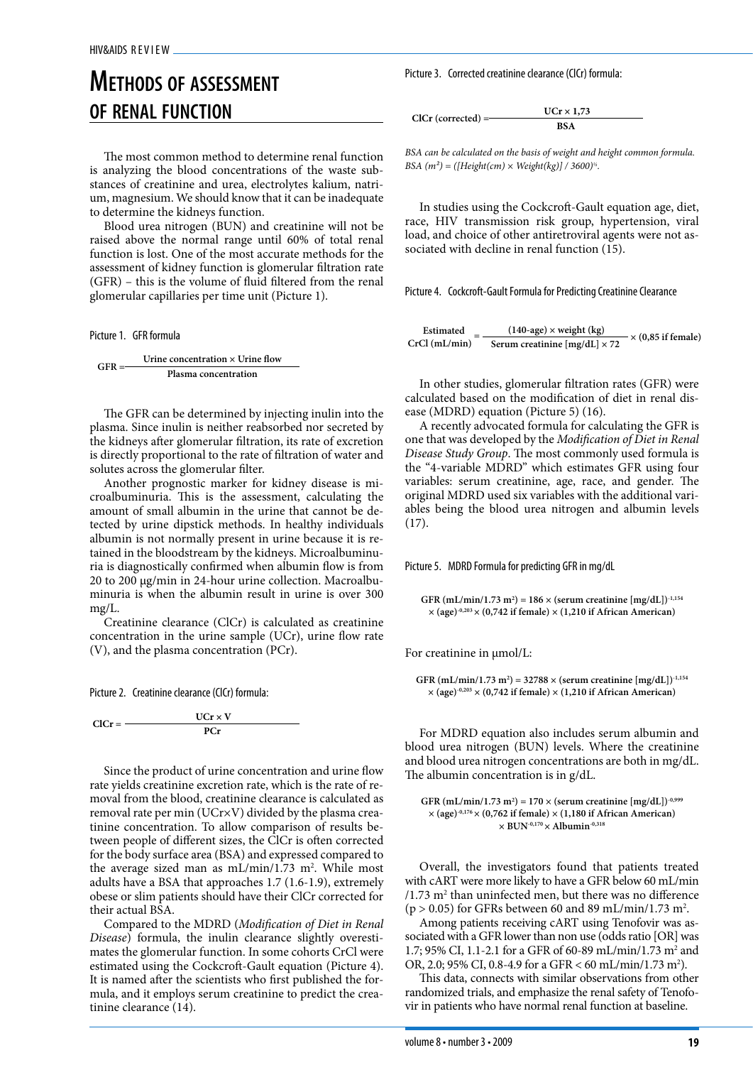# Methods of assessment of renal function

The most common method to determine renal function is analyzing the blood concentrations of the waste substances of creatinine and urea, electrolytes kalium, natrium, magnesium. We should know that it can be inadequate to determine the kidneys function.

Blood urea nitrogen (BUN) and creatinine will not be raised above the normal range until 60% of total renal function is lost. One of the most accurate methods for the assessment of kidney function is glomerular filtration rate (GFR) – this is the volume of fluid filtered from the renal glomerular capillaries per time unit (Picture 1).

Picture 1. GFR formula

$$\text{GFR} = \frac{\text{Urine concentration} \times \text{Urine flow}}{\text{Plasma concentration}}$$

The GFR can be determined by injecting inulin into the plasma. Since inulin is neither reabsorbed nor secreted by the kidneys after glomerular filtration, its rate of excretion is directly proportional to the rate of filtration of water and solutes across the glomerular filter.

Another prognostic marker for kidney disease is microalbuminuria. This is the assessment, calculating the amount of small albumin in the urine that cannot be detected by urine dipstick methods. In healthy individuals albumin is not normally present in urine because it is retained in the bloodstream by the kidneys. Microalbuminuria is diagnostically confirmed when albumin flow is from 20 to 200 μg/min in 24-hour urine collection. Macroalbuminuria is when the albumin result in urine is over 300 mg/L.

Creatinine clearance (ClCr) is calculated as creatinine concentration in the urine sample (UCr), urine flow rate (V), and the plasma concentration (PCr).

Picture 2. Creatinine clearance (ClCr) formula:

$$\text{ClCr} = \frac{\text{UCr} \times \text{V}}{\text{PCr}}$$

Since the product of urine concentration and urine flow rate yields creatinine excretion rate, which is the rate of removal from the blood, creatinine clearance is calculated as removal rate per min (UCr×V) divided by the plasma creatinine concentration. To allow comparison of results between people of different sizes, the ClCr is often corrected for the body surface area (BSA) and expressed compared to the average sized man as mL/min/1.73 $m^2$. While most adults have a BSA that approaches 1.7 (1.6-1.9), extremely obese or slim patients should have their ClCr corrected for their actual BSA.

Compared to the MDRD (*Modification of Diet in Renal Disease*) formula, the inulin clearance slightly overestimates the glomerular function. In some cohorts CrCl were estimated using the Cockcroft-Gault equation (Picture 4). It is named after the scientists who first published the formula, and it employs serum creatinine to predict the creatinine clearance (14).

Picture 3. Corrected creatinine clearance (ClCr) formula:

$$\text{ClCr (corrected)} = \frac{\text{UCr} \times 1{,}73}{\text{BSA}}$$

*BSA can be calculated on the basis of weight and height common formula. BSA ($m^2$) = ([Height(cm) × Weight(kg)] / 3600)½.*

In studies using the Cockcroft-Gault equation age, diet, race, HIV transmission risk group, hypertension, viral load, and choice of other antiretroviral agents were not associated with decline in renal function (15).

Picture 4. Cockcroft-Gault Formula for Predicting Creatinine Clearance

$$\text{Estimated CrCl (mL/min)} = \frac{(140\text{-age}) \times \text{weight (kg)}}{\text{Serum creatinine [mg/dL]} \times 72} \times (0{,}85 \text{ if female})$$

In other studies, glomerular filtration rates (GFR) were calculated based on the modification of diet in renal disease (MDRD) equation (Picture 5) (16).

A recently advocated formula for calculating the GFR is one that was developed by the *Modification of Diet in Renal Disease Study Group*. The most commonly used formula is the "4-variable MDRD" which estimates GFR using four variables: serum creatinine, age, race, and gender. The original MDRD used six variables with the additional variables being the blood urea nitrogen and albumin levels (17).

Picture 5. MDRD Formula for predicting GFR in mg/dL

$$\text{GFR (mL/min/1.73 m}^2) = 186 \times (\text{serum creatinine [mg/dL]})^{-1{,}154} \times (\text{age})^{-0{,}203} \times (0{,}742 \text{ if female}) \times (1{,}210 \text{ if African American})$$

For creatinine in μmol/L:

$$\text{GFR (mL/min/1.73 m}^2) = 32788 \times (\text{serum creatinine [mg/dL]})^{-1{,}154} \times (\text{age})^{-0{,}203} \times (0{,}742 \text{ if female}) \times (1{,}210 \text{ if African American})$$

For MDRD equation also includes serum albumin and blood urea nitrogen (BUN) levels. Where the creatinine and blood urea nitrogen concentrations are both in mg/dL. The albumin concentration is in g/dL.

$$\text{GFR (mL/min/1.73 m}^2) = 170 \times (\text{serum creatinine [mg/dL]})^{-0{,}999} \times (\text{age})^{-0{,}176} \times (0{,}762 \text{ if female}) \times (1{,}180 \text{ if African American}) \times \text{BUN}^{-0{,}170} \times \text{Albumin}^{-0{,}318}$$

Overall, the investigators found that patients treated with cART were more likely to have a GFR below 60 mL/min /1.73 $m^2$ than uninfected men, but there was no difference ($p > 0.05$) for GFRs between 60 and 89 mL/min/1.73 $m^2$.

Among patients receiving cART using Tenofovir was associated with a GFR lower than non use (odds ratio [OR] was 1.7; 95% CI, 1.1-2.1 for a GFR of 60-89 mL/min/1.73 $m^2$ and OR, 2.0; 95% CI, 0.8-4.9 for a GFR < 60 mL/min/1.73 $m^2$).

This data, connects with similar observations from other randomized trials, and emphasize the renal safety of Tenofovir in patients who have normal renal function at baseline.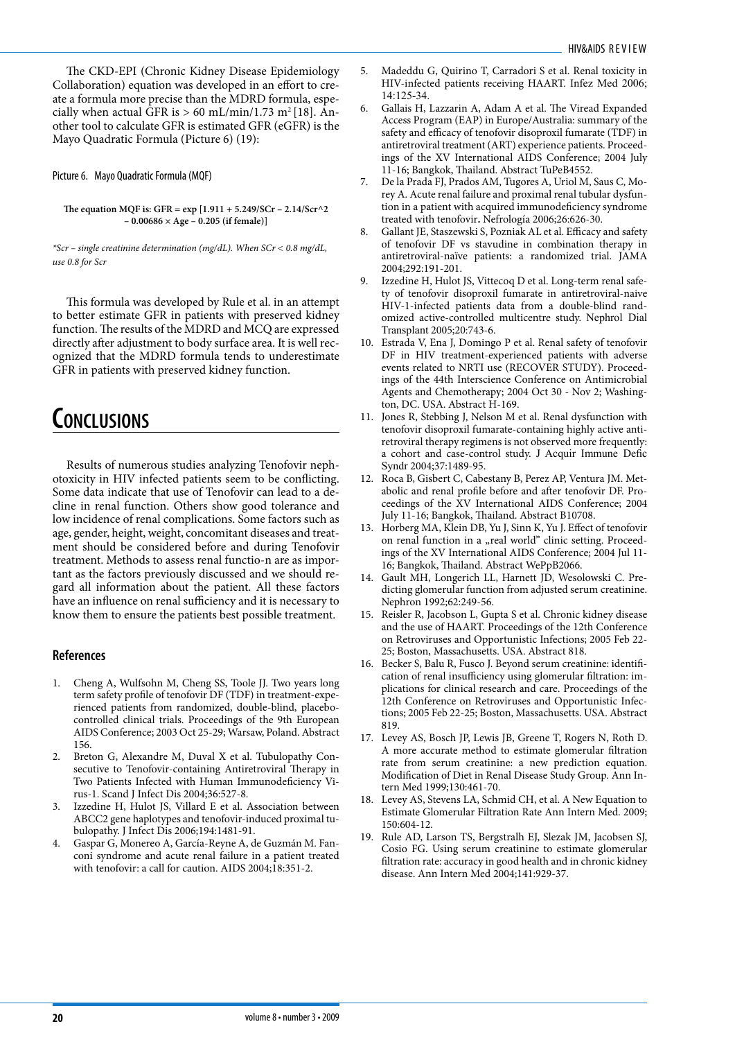The CKD-EPI (Chronic Kidney Disease Epidemiology Collaboration) equation was developed in an effort to create a formula more precise than the MDRD formula, especially when actual GFR is > 60 mL/min/1.73 $m^2$ [18]. Another tool to calculate GFR is estimated GFR (eGFR) is the Mayo Quadratic Formula (Picture 6) (19):

Picture 6. Mayo Quadratic Formula (MQF)

**The equation MQF is: GFR = exp [1.911 + 5.249/SCr – 2.14/Scr^2 – 0.00686 × Age – 0.205 (if female)]**

*\*Scr – single creatinine determination (mg/dL). When SCr < 0.8 mg/dL, use 0.8 for Scr*

This formula was developed by Rule et al. in an attempt to better estimate GFR in patients with preserved kidney function. The results of the MDRD and MCQ are expressed directly after adjustment to body surface area. It is well recognized that the MDRD formula tends to underestimate GFR in patients with preserved kidney function.

# Conclusions

Results of numerous studies analyzing Tenofovir nephotoxicity in HIV infected patients seem to be conflicting. Some data indicate that use of Tenofovir can lead to a decline in renal function. Others show good tolerance and low incidence of renal complications. Some factors such as age, gender, height, weight, concomitant diseases and treatment should be considered before and during Tenofovir treatment. Methods to assess renal functio-n are as important as the factors previously discussed and we should regard all information about the patient. All these factors have an influence on renal sufficiency and it is necessary to know them to ensure the patients best possible treatment.

## References

1. Cheng A, Wulfsohn M, Cheng SS, Toole JJ. Two years long term safety profile of tenofovir DF (TDF) in treatment-experienced patients from randomized, double-blind, placebo-controlled clinical trials. Proceedings of the 9th European AIDS Conference; 2003 Oct 25-29; Warsaw, Poland. Abstract 156.
2. Breton G, Alexandre M, Duval X et al. Tubulopathy Consecutive to Tenofovir-containing Antiretroviral Therapy in Two Patients Infected with Human Immunodeficiency Virus-1. Scand J Infect Dis 2004;36:527-8.
3. Izzedine H, Hulot JS, Villard E et al. Association between ABCC2 gene haplotypes and tenofovir-induced proximal tubulopathy. J Infect Dis 2006;194:1481-91.
4. Gaspar G, Monereo A, García-Reyne A, de Guzmán M. Fanconi syndrome and acute renal failure in a patient treated with tenofovir: a call for caution. AIDS 2004;18:351-2.
5. Madeddu G, Quirino T, Carradori S et al. Renal toxicity in HIV-infected patients receiving HAART. Infez Med 2006; 14:125-34.
6. Gallais H, Lazzarin A, Adam A et al. The Viread Expanded Access Program (EAP) in Europe/Australia: summary of the safety and efficacy of tenofovir disoproxil fumarate (TDF) in antiretroviral treatment (ART) experience patients. Proceedings of the XV International AIDS Conference; 2004 July 11-16; Bangkok, Thailand. Abstract TuPeB4552.
7. De la Prada FJ, Prados AM, Tugores A, Uriol M, Saus C, Morey A. Acute renal failure and proximal renal tubular dysfunction in a patient with acquired immunodeficiency syndrome treated with tenofovir. Nefrología 2006;26:626-30.
8. Gallant JE, Staszewski S, Pozniak AL et al. Efficacy and safety of tenofovir DF vs stavudine in combination therapy in antiretroviral-naïve patients: a randomized trial. JAMA 2004;292:191-201.
9. Izzedine H, Hulot JS, Vittecoq D et al. Long-term renal safety of tenofovir disoproxil fumarate in antiretroviral-naive HIV-1-infected patients data from a double-blind randomized active-controlled multicentre study. Nephrol Dial Transplant 2005;20:743-6.
10. Estrada V, Ena J, Domingo P et al. Renal safety of tenofovir DF in HIV treatment-experienced patients with adverse events related to NRTI use (RECOVER STUDY). Proceedings of the 44th Interscience Conference on Antimicrobial Agents and Chemotherapy; 2004 Oct 30 - Nov 2; Washington, DC. USA. Abstract H-169.
11. Jones R, Stebbing J, Nelson M et al. Renal dysfunction with tenofovir disoproxil fumarate-containing highly active antiretroviral therapy regimens is not observed more frequently: a cohort and case-control study. J Acquir Immune Defic Syndr 2004;37:1489-95.
12. Roca B, Gisbert C, Cabestany B, Perez AP, Ventura JM. Metabolic and renal profile before and after tenofovir DF. Proceedings of the XV International AIDS Conference; 2004 July 11-16; Bangkok, Thailand. Abstract B10708.
13. Horberg MA, Klein DB, Yu J, Sinn K, Yu J. Effect of tenofovir on renal function in a „real world" clinic setting. Proceedings of the XV International AIDS Conference; 2004 Jul 11-16; Bangkok, Thailand. Abstract WePpB2066.
14. Gault MH, Longerich LL, Harnett JD, Wesolowski C. Predicting glomerular function from adjusted serum creatinine. Nephron 1992;62:249-56.
15. Reisler R, Jacobson L, Gupta S et al. Chronic kidney disease and the use of HAART. Proceedings of the 12th Conference on Retroviruses and Opportunistic Infections; 2005 Feb 22-25; Boston, Massachusetts. USA. Abstract 818.
16. Becker S, Balu R, Fusco J. Beyond serum creatinine: identification of renal insufficiency using glomerular filtration: implications for clinical research and care. Proceedings of the 12th Conference on Retroviruses and Opportunistic Infections; 2005 Feb 22-25; Boston, Massachusetts. USA. Abstract 819.
17. Levey AS, Bosch JP, Lewis JB, Greene T, Rogers N, Roth D. A more accurate method to estimate glomerular filtration rate from serum creatinine: a new prediction equation. Modification of Diet in Renal Disease Study Group. Ann Intern Med 1999;130:461-70.
18. Levey AS, Stevens LA, Schmid CH, et al. A New Equation to Estimate Glomerular Filtration Rate Ann Intern Med. 2009; 150:604-12.
19. Rule AD, Larson TS, Bergstralh EJ, Slezak JM, Jacobsen SJ, Cosio FG. Using serum creatinine to estimate glomerular filtration rate: accuracy in good health and in chronic kidney disease. Ann Intern Med 2004;141:929-37.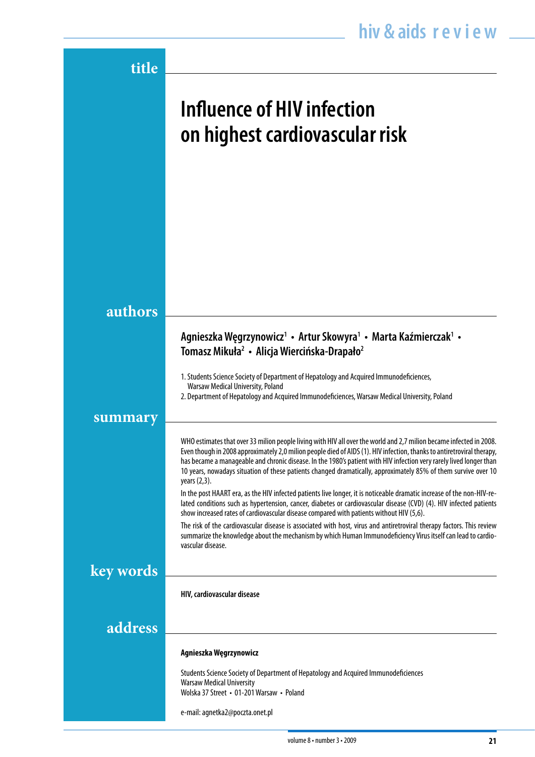## title

# Influence of HIV infection on highest cardiovascular risk

## authors

**Agnieszka Węgrzynowicz[1] • Artur Skowyra[1] • Marta Kaźmierczak[1] • Tomasz Mikuła[2] • Alicja Wiercińska-Drapało[2]**

1. Students Science Society of Department of Hepatology and Acquired Immunodeficiences, Warsaw Medical University, Poland
2. Department of Hepatology and Acquired Immunodeficiences, Warsaw Medical University, Poland

## summary

WHO estimates that over 33 milion people living with HIV all over the world and 2,7 milion became infected in 2008. Even though in 2008 approximately 2,0 milion people died of AIDS (1). HIV infection, thanks to antiretroviral therapy, has became a manageable and chronic disease. In the 1980's patient with HIV infection very rarely lived longer than 10 years, nowadays situation of these patients changed dramatically, approximately 85% of them survive over 10 years (2,3).

In the post HAART era, as the HIV infected patients live longer, it is noticeable dramatic increase of the non-HIV-related conditions such as hypertension, cancer, diabetes or cardiovascular disease (CVD) (4). HIV infected patients show increased rates of cardiovascular disease compared with patients without HIV (5,6).

The risk of the cardiovascular disease is associated with host, virus and antiretroviral therapy factors. This review summarize the knowledge about the mechanism by which Human Immunodeficiency Virus itself can lead to cardiovascular disease.

## key words

**HIV, cardiovascular disease**

## address

**Agnieszka Węgrzynowicz**

Students Science Society of Department of Hepatology and Acquired Immunodeficiences
Warsaw Medical University
Wolska 37 Street • 01-201 Warsaw • Poland

e-mail: agnetka2@poczta.onet.pl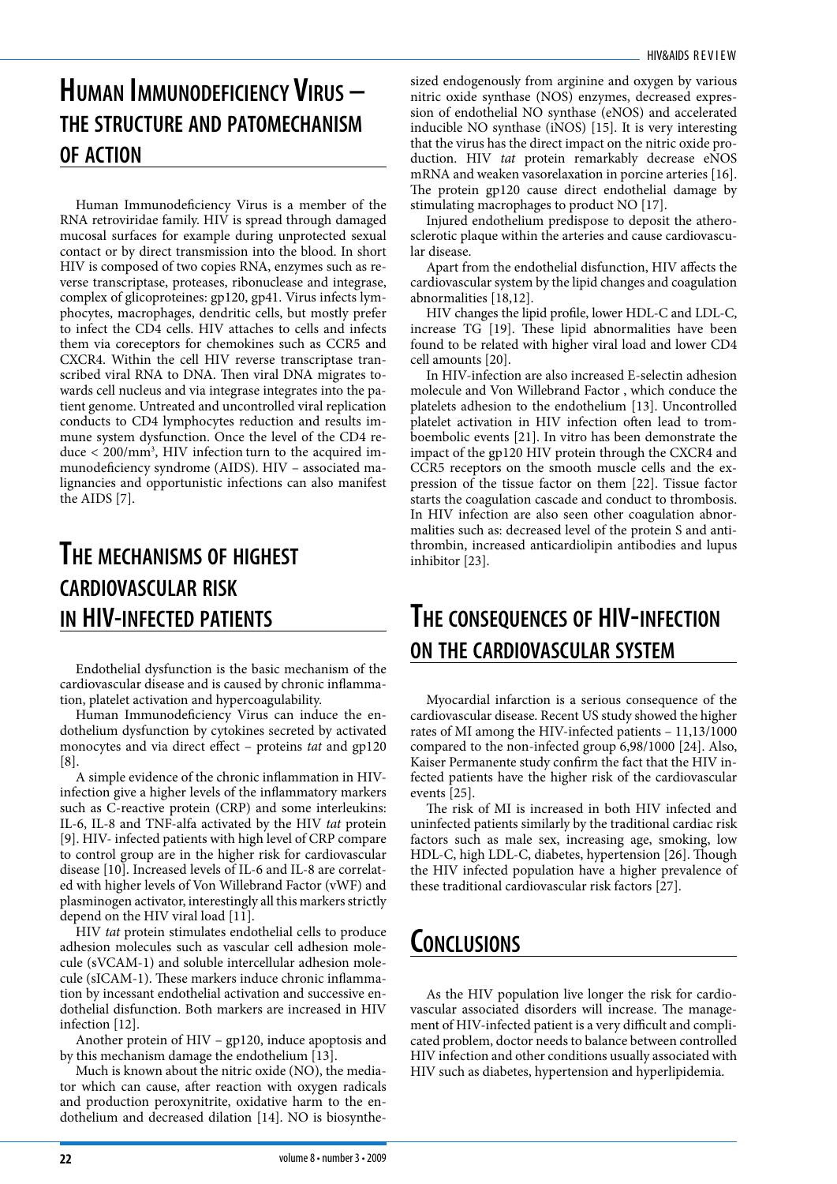## Human Immunodeficiency Virus – the structure and patomechanism of action

Human Immunodeficiency Virus is a member of the RNA retroviridae family. HIV is spread through damaged mucosal surfaces for example during unprotected sexual contact or by direct transmission into the blood. In short HIV is composed of two copies RNA, enzymes such as reverse transcriptase, proteases, ribonuclease and integrase, complex of glicoproteines: gp120, gp41. Virus infects lymphocytes, macrophages, dendritic cells, but mostly prefer to infect the CD4 cells. HIV attaches to cells and infects them via coreceptors for chemokines such as CCR5 and CXCR4. Within the cell HIV reverse transcriptase transcribed viral RNA to DNA. Then viral DNA migrates towards cell nucleus and via integrase integrates into the patient genome. Untreated and uncontrolled viral replication conducts to CD4 lymphocytes reduction and results immune system dysfunction. Once the level of the CD4 reduce < 200/mm$^3$, HIV infection turn to the acquired immunodeficiency syndrome (AIDS). HIV – associated malignancies and opportunistic infections can also manifest the AIDS [7].

## The mechanisms of highest cardiovascular risk in HIV-infected patients

Endothelial dysfunction is the basic mechanism of the cardiovascular disease and is caused by chronic inflammation, platelet activation and hypercoagulability.

Human Immunodeficiency Virus can induce the endothelium dysfunction by cytokines secreted by activated monocytes and via direct effect – proteins *tat* and gp120 [8].

A simple evidence of the chronic inflammation in HIV-infection give a higher levels of the inflammatory markers such as C-reactive protein (CRP) and some interleukins: IL-6, IL-8 and TNF-alfa activated by the HIV *tat* protein [9]. HIV- infected patients with high level of CRP compare to control group are in the higher risk for cardiovascular disease [10]. Increased levels of IL-6 and IL-8 are correlated with higher levels of Von Willebrand Factor (vWF) and plasminogen activator, interestingly all this markers strictly depend on the HIV viral load [11].

HIV *tat* protein stimulates endothelial cells to produce adhesion molecules such as vascular cell adhesion molecule (sVCAM-1) and soluble intercellular adhesion molecule (sICAM-1). These markers induce chronic inflammation by incessant endothelial activation and successive endothelial disfunction. Both markers are increased in HIV infection [12].

Another protein of HIV – gp120, induce apoptosis and by this mechanism damage the endothelium [13].

Much is known about the nitric oxide (NO), the mediator which can cause, after reaction with oxygen radicals and production peroxynitrite, oxidative harm to the endothelium and decreased dilation [14]. NO is biosynthesized endogenously from arginine and oxygen by various nitric oxide synthase (NOS) enzymes, decreased expression of endothelial NO synthase (eNOS) and accelerated inducible NO synthase (iNOS) [15]. It is very interesting that the virus has the direct impact on the nitric oxide production. HIV *tat* protein remarkably decrease eNOS mRNA and weaken vasorelaxation in porcine arteries [16]. The protein gp120 cause direct endothelial damage by stimulating macrophages to product NO [17].

Injured endothelium predispose to deposit the atherosclerotic plaque within the arteries and cause cardiovascular disease.

Apart from the endothelial disfunction, HIV affects the cardiovascular system by the lipid changes and coagulation abnormalities [18,12].

HIV changes the lipid profile, lower HDL-C and LDL-C, increase TG [19]. These lipid abnormalities have been found to be related with higher viral load and lower CD4 cell amounts [20].

In HIV-infection are also increased E-selectin adhesion molecule and Von Willebrand Factor , which conduce the platelets adhesion to the endothelium [13]. Uncontrolled platelet activation in HIV infection often lead to tromboembolic events [21]. In vitro has been demonstrate the impact of the gp120 HIV protein through the CXCR4 and CCR5 receptors on the smooth muscle cells and the expression of the tissue factor on them [22]. Tissue factor starts the coagulation cascade and conduct to thrombosis. In HIV infection are also seen other coagulation abnormalities such as: decreased level of the protein S and antithrombin, increased anticardiolipin antibodies and lupus inhibitor [23].

## The consequences of HIV-infection on the cardiovascular system

Myocardial infarction is a serious consequence of the cardiovascular disease. Recent US study showed the higher rates of MI among the HIV-infected patients – 11,13/1000 compared to the non-infected group 6,98/1000 [24]. Also, Kaiser Permanente study confirm the fact that the HIV infected patients have the higher risk of the cardiovascular events [25].

The risk of MI is increased in both HIV infected and uninfected patients similarly by the traditional cardiac risk factors such as male sex, increasing age, smoking, low HDL-C, high LDL-C, diabetes, hypertension [26]. Though the HIV infected population have a higher prevalence of these traditional cardiovascular risk factors [27].

## Conclusions

As the HIV population live longer the risk for cardiovascular associated disorders will increase. The management of HIV-infected patient is a very difficult and complicated problem, doctor needs to balance between controlled HIV infection and other conditions usually associated with HIV such as diabetes, hypertension and hyperlipidemia.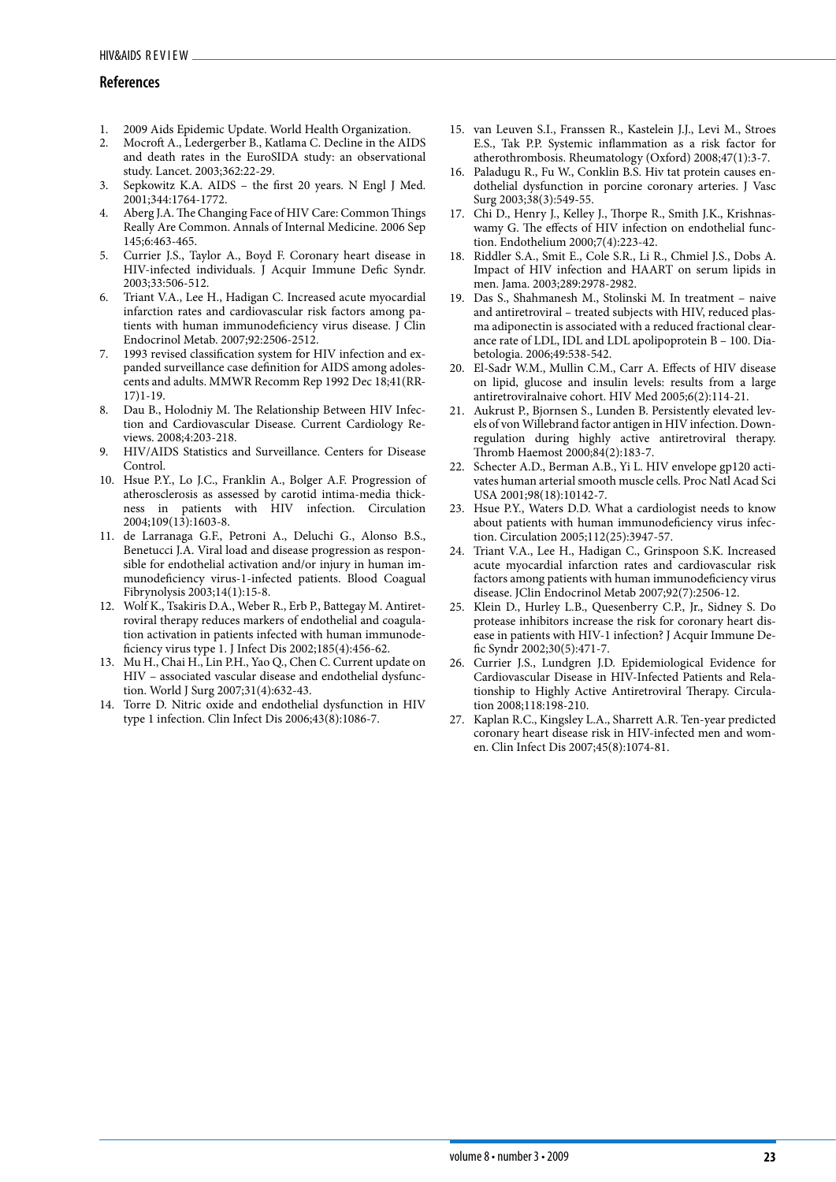## References

1. 2009 Aids Epidemic Update. World Health Organization.
2. Mocroft A., Ledergerber B., Katlama C. Decline in the AIDS and death rates in the EuroSIDA study: an observational study. Lancet. 2003;362:22-29.
3. Sepkowitz K.A. AIDS – the first 20 years. N Engl J Med. 2001;344:1764-1772.
4. Aberg J.A. The Changing Face of HIV Care: Common Things Really Are Common. Annals of Internal Medicine. 2006 Sep 145;6:463-465.
5. Currier J.S., Taylor A., Boyd F. Coronary heart disease in HIV-infected individuals. J Acquir Immune Defic Syndr. 2003;33:506-512.
6. Triant V.A., Lee H., Hadigan C. Increased acute myocardial infarction rates and cardiovascular risk factors among patients with human immunodeficiency virus disease. J Clin Endocrinol Metab. 2007;92:2506-2512.
7. 1993 revised classification system for HIV infection and expanded surveillance case definition for AIDS among adolescents and adults. MMWR Recomm Rep 1992 Dec 18;41(RR-17)1-19.
8. Dau B., Holodniy M. The Relationship Between HIV Infection and Cardiovascular Disease. Current Cardiology Reviews. 2008;4:203-218.
9. HIV/AIDS Statistics and Surveillance. Centers for Disease Control.
10. Hsue P.Y., Lo J.C., Franklin A., Bolger A.F. Progression of atherosclerosis as assessed by carotid intima-media thickness in patients with HIV infection. Circulation 2004;109(13):1603-8.
11. de Larranaga G.F., Petroni A., Deluchi G., Alonso B.S., Benetucci J.A. Viral load and disease progression as responsible for endothelial activation and/or injury in human immunodeficiency virus-1-infected patients. Blood Coagual Fibrynolysis 2003;14(1):15-8.
12. Wolf K., Tsakiris D.A., Weber R., Erb P., Battegay M. Antiretroviral therapy reduces markers of endothelial and coagulation activation in patients infected with human immunodeficiency virus type 1. J Infect Dis 2002;185(4):456-62.
13. Mu H., Chai H., Lin P.H., Yao Q., Chen C. Current update on HIV – associated vascular disease and endothelial dysfunction. World J Surg 2007;31(4):632-43.
14. Torre D. Nitric oxide and endothelial dysfunction in HIV type 1 infection. Clin Infect Dis 2006;43(8):1086-7.
15. van Leuven S.I., Franssen R., Kastelein J.J., Levi M., Stroes E.S., Tak P.P. Systemic inflammation as a risk factor for atherothrombosis. Rheumatology (Oxford) 2008;47(1):3-7.
16. Paladugu R., Fu W., Conklin B.S. Hiv tat protein causes endothelial dysfunction in porcine coronary arteries. J Vasc Surg 2003;38(3):549-55.
17. Chi D., Henry J., Kelley J., Thorpe R., Smith J.K., Krishnaswamy G. The effects of HIV infection on endothelial function. Endothelium 2000;7(4):223-42.
18. Riddler S.A., Smit E., Cole S.R., Li R., Chmiel J.S., Dobs A. Impact of HIV infection and HAART on serum lipids in men. Jama. 2003;289:2978-2982.
19. Das S., Shahmanesh M., Stolinski M. In treatment – naive and antiretroviral – treated subjects with HIV, reduced plasma adiponectin is associated with a reduced fractional clearance rate of LDL, IDL and LDL apolipoprotein B – 100. Diabetologia. 2006;49:538-542.
20. El-Sadr W.M., Mullin C.M., Carr A. Effects of HIV disease on lipid, glucose and insulin levels: results from a large antiretroviralnaive cohort. HIV Med 2005;6(2):114-21.
21. Aukrust P., Bjornsen S., Lunden B. Persistently elevated levels of von Willebrand factor antigen in HIV infection. Downregulation during highly active antiretroviral therapy. Thromb Haemost 2000;84(2):183-7.
22. Schecter A.D., Berman A.B., Yi L. HIV envelope gp120 activates human arterial smooth muscle cells. Proc Natl Acad Sci USA 2001;98(18):10142-7.
23. Hsue P.Y., Waters D.D. What a cardiologist needs to know about patients with human immunodeficiency virus infection. Circulation 2005;112(25):3947-57.
24. Triant V.A., Lee H., Hadigan C., Grinspoon S.K. Increased acute myocardial infarction rates and cardiovascular risk factors among patients with human immunodeficiency virus disease. JClin Endocrinol Metab 2007;92(7):2506-12.
25. Klein D., Hurley L.B., Quesenberry C.P., Jr., Sidney S. Do protease inhibitors increase the risk for coronary heart disease in patients with HIV-1 infection? J Acquir Immune Defic Syndr 2002;30(5):471-7.
26. Currier J.S., Lundgren J.D. Epidemiological Evidence for Cardiovascular Disease in HIV-Infected Patients and Relationship to Highly Active Antiretroviral Therapy. Circulation 2008;118:198-210.
27. Kaplan R.C., Kingsley L.A., Sharrett A.R. Ten-year predicted coronary heart disease risk in HIV-infected men and women. Clin Infect Dis 2007;45(8):1074-81.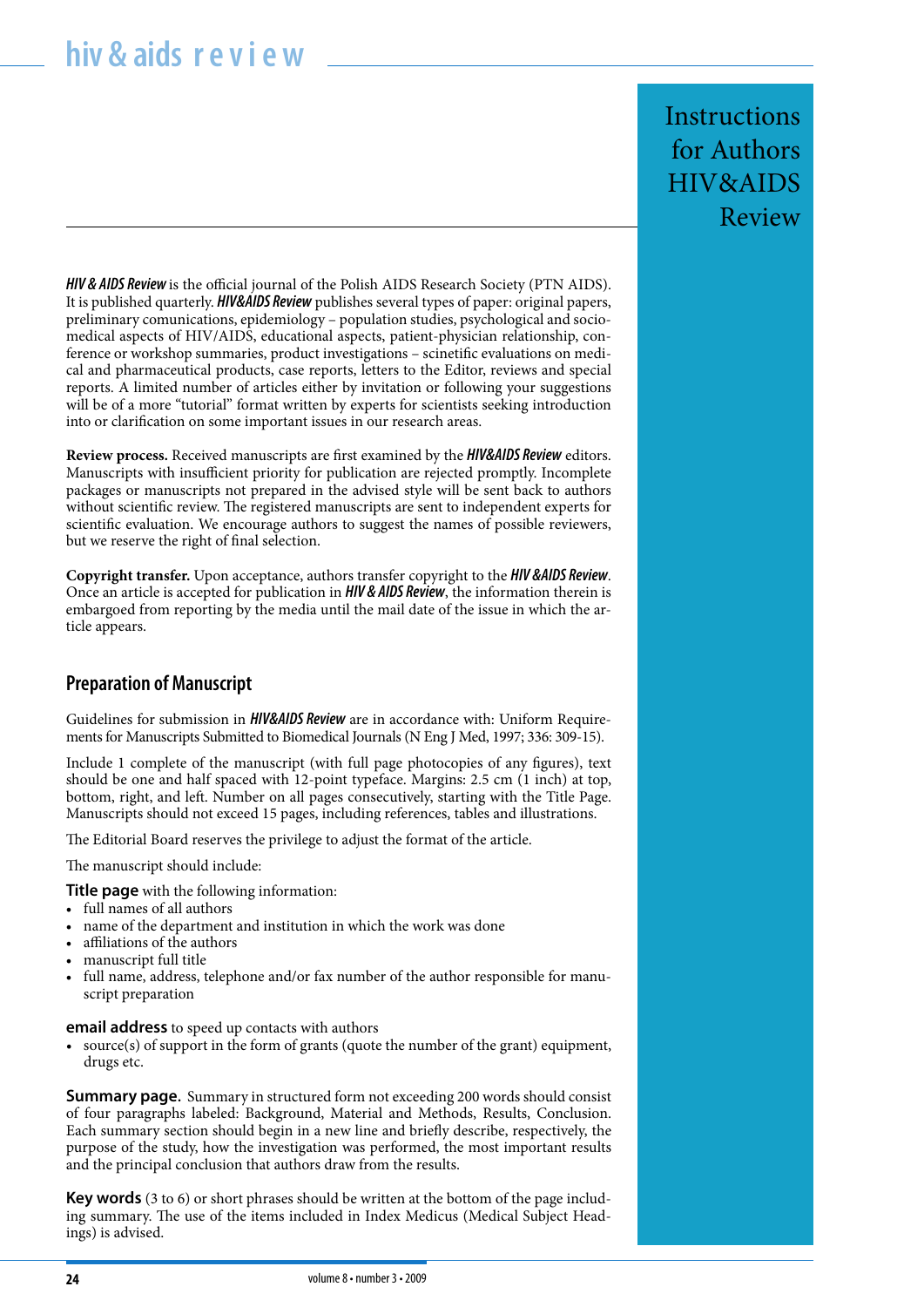# Instructions for Authors HIV&AIDS Review

***HIV & AIDS Review*** is the official journal of the Polish AIDS Research Society (PTN AIDS). It is published quarterly. ***HIV&AIDS Review*** publishes several types of paper: original papers, preliminary comunications, epidemiology – population studies, psychological and socio-medical aspects of HIV/AIDS, educational aspects, patient-physician relationship, conference or workshop summaries, product investigations – scinetific evaluations on medical and pharmaceutical products, case reports, letters to the Editor, reviews and special reports. A limited number of articles either by invitation or following your suggestions will be of a more "tutorial" format written by experts for scientists seeking introduction into or clarification on some important issues in our research areas.

**Review process.** Received manuscripts are first examined by the ***HIV&AIDS Review*** editors. Manuscripts with insufficient priority for publication are rejected promptly. Incomplete packages or manuscripts not prepared in the advised style will be sent back to authors without scientific review. The registered manuscripts are sent to independent experts for scientific evaluation. We encourage authors to suggest the names of possible reviewers, but we reserve the right of final selection.

**Copyright transfer.** Upon acceptance, authors transfer copyright to the ***HIV &AIDS Review***. Once an article is accepted for publication in ***HIV & AIDS Review***, the information therein is embargoed from reporting by the media until the mail date of the issue in which the article appears.

## Preparation of Manuscript

Guidelines for submission in ***HIV&AIDS Review*** are in accordance with: Uniform Requirements for Manuscripts Submitted to Biomedical Journals (N Eng J Med, 1997; 336: 309-15).

Include 1 complete of the manuscript (with full page photocopies of any figures), text should be one and half spaced with 12-point typeface. Margins: 2.5 cm (1 inch) at top, bottom, right, and left. Number on all pages consecutively, starting with the Title Page. Manuscripts should not exceed 15 pages, including references, tables and illustrations.

The Editorial Board reserves the privilege to adjust the format of the article.

The manuscript should include:

**Title page** with the following information:

- full names of all authors
- name of the department and institution in which the work was done
- affiliations of the authors
- manuscript full title
- full name, address, telephone and/or fax number of the author responsible for manuscript preparation

**email address** to speed up contacts with authors

- source(s) of support in the form of grants (quote the number of the grant) equipment, drugs etc.

**Summary page.** Summary in structured form not exceeding 200 words should consist of four paragraphs labeled: Background, Material and Methods, Results, Conclusion. Each summary section should begin in a new line and briefly describe, respectively, the purpose of the study, how the investigation was performed, the most important results and the principal conclusion that authors draw from the results.

**Key words** (3 to 6) or short phrases should be written at the bottom of the page including summary. The use of the items included in Index Medicus (Medical Subject Headings) is advised.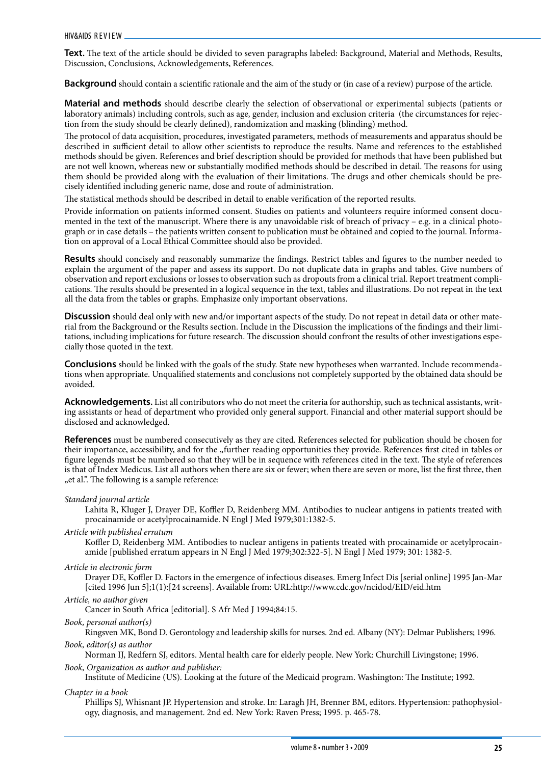**Text.** The text of the article should be divided to seven paragraphs labeled: Background, Material and Methods, Results, Discussion, Conclusions, Acknowledgements, References.

**Background** should contain a scientific rationale and the aim of the study or (in case of a review) purpose of the article.

**Material and methods** should describe clearly the selection of observational or experimental subjects (patients or laboratory animals) including controls, such as age, gender, inclusion and exclusion criteria (the circumstances for rejection from the study should be clearly defined), randomization and masking (blinding) method.

The protocol of data acquisition, procedures, investigated parameters, methods of measurements and apparatus should be described in sufficient detail to allow other scientists to reproduce the results. Name and references to the established methods should be given. References and brief description should be provided for methods that have been published but are not well known, whereas new or substantially modified methods should be described in detail. The reasons for using them should be provided along with the evaluation of their limitations. The drugs and other chemicals should be precisely identified including generic name, dose and route of administration.

The statistical methods should be described in detail to enable verification of the reported results.

Provide information on patients informed consent. Studies on patients and volunteers require informed consent documented in the text of the manuscript. Where there is any unavoidable risk of breach of privacy – e.g. in a clinical photograph or in case details – the patients written consent to publication must be obtained and copied to the journal. Information on approval of a Local Ethical Committee should also be provided.

**Results** should concisely and reasonably summarize the findings. Restrict tables and figures to the number needed to explain the argument of the paper and assess its support. Do not duplicate data in graphs and tables. Give numbers of observation and report exclusions or losses to observation such as dropouts from a clinical trial. Report treatment complications. The results should be presented in a logical sequence in the text, tables and illustrations. Do not repeat in the text all the data from the tables or graphs. Emphasize only important observations.

**Discussion** should deal only with new and/or important aspects of the study. Do not repeat in detail data or other material from the Background or the Results section. Include in the Discussion the implications of the findings and their limitations, including implications for future research. The discussion should confront the results of other investigations especially those quoted in the text.

**Conclusions** should be linked with the goals of the study. State new hypotheses when warranted. Include recommendations when appropriate. Unqualified statements and conclusions not completely supported by the obtained data should be avoided.

**Acknowledgements.** List all contributors who do not meet the criteria for authorship, such as technical assistants, writing assistants or head of department who provided only general support. Financial and other material support should be disclosed and acknowledged.

**References** must be numbered consecutively as they are cited. References selected for publication should be chosen for their importance, accessibility, and for the „further reading opportunities they provide. References first cited in tables or figure legends must be numbered so that they will be in sequence with references cited in the text. The style of references is that of Index Medicus. List all authors when there are six or fewer; when there are seven or more, list the first three, then „et al.". The following is a sample reference:

*Standard journal article*

Lahita R, Kluger J, Drayer DE, Koffler D, Reidenberg MM. Antibodies to nuclear antigens in patients treated with procainamide or acetylprocainamide. N Engl J Med 1979;301:1382-5.

*Article with published erratum*

Koffler D, Reidenberg MM. Antibodies to nuclear antigens in patients treated with procainamide or acetylprocainamide [published erratum appears in N Engl J Med 1979;302:322-5]. N Engl J Med 1979; 301: 1382-5.

*Article in electronic form*

Drayer DE, Koffler D. Factors in the emergence of infectious diseases. Emerg Infect Dis [serial online] 1995 Jan-Mar [cited 1996 Jun 5];1(1):[24 screens]. Available from: URL:http://www.cdc.gov/ncidod/EID/eid.htm

*Article, no author given*

Cancer in South Africa [editorial]. S Afr Med J 1994;84:15.

*Book, personal author(s)*

Ringsven MK, Bond D. Gerontology and leadership skills for nurses. 2nd ed. Albany (NY): Delmar Publishers; 1996.

*Book, editor(s) as author*

Norman IJ, Redfern SJ, editors. Mental health care for elderly people. New York: Churchill Livingstone; 1996.

*Book, Organization as author and publisher:*

Institute of Medicine (US). Looking at the future of the Medicaid program. Washington: The Institute; 1992.

*Chapter in a book*

Phillips SJ, Whisnant JP. Hypertension and stroke. In: Laragh JH, Brenner BM, editors. Hypertension: pathophysiology, diagnosis, and management. 2nd ed. New York: Raven Press; 1995. p. 465-78.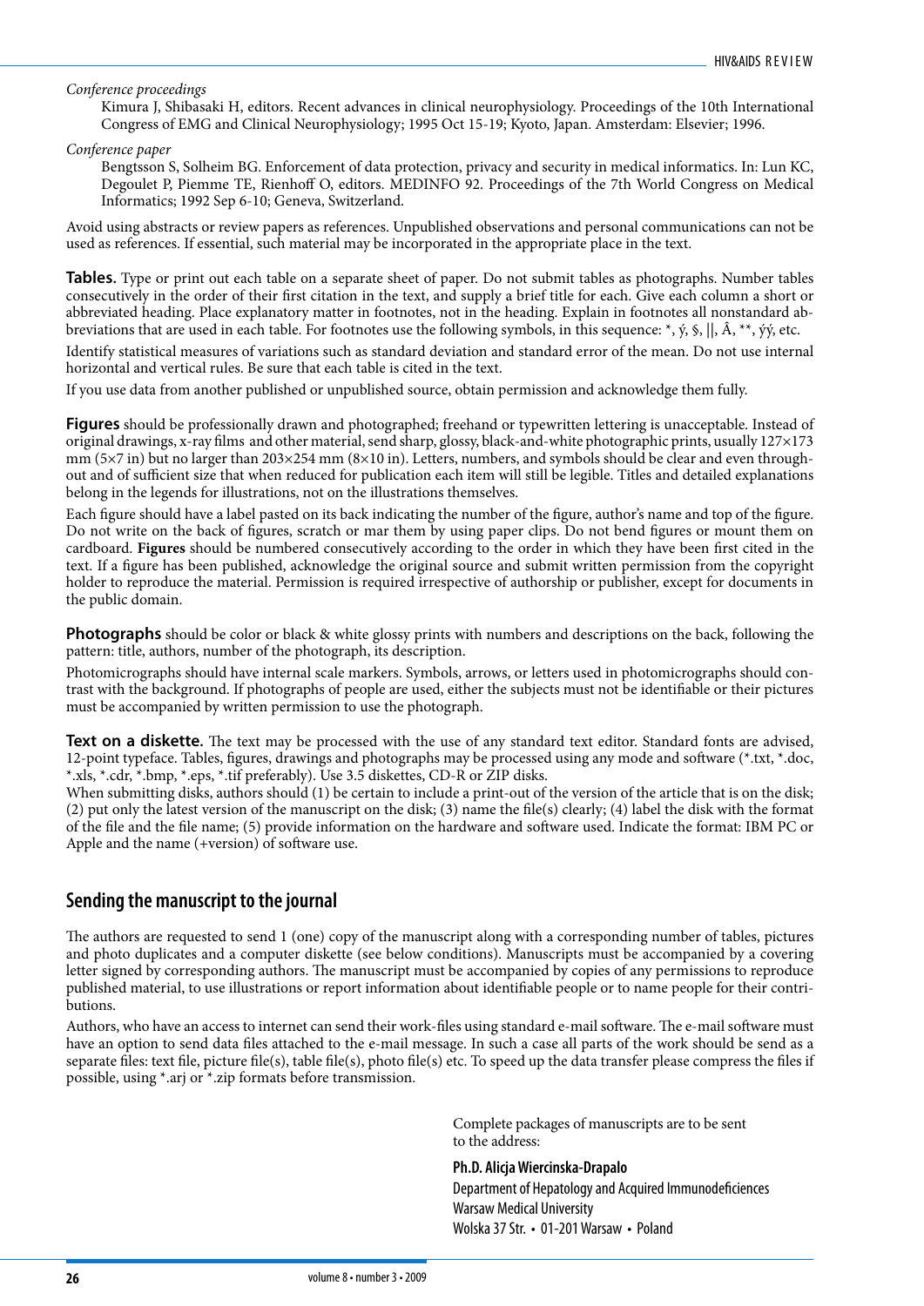*Conference proceedings*

Kimura J, Shibasaki H, editors. Recent advances in clinical neurophysiology. Proceedings of the 10th International Congress of EMG and Clinical Neurophysiology; 1995 Oct 15-19; Kyoto, Japan. Amsterdam: Elsevier; 1996.

*Conference paper*

Bengtsson S, Solheim BG. Enforcement of data protection, privacy and security in medical informatics. In: Lun KC, Degoulet P, Piemme TE, Rienhoff O, editors. MEDINFO 92. Proceedings of the 7th World Congress on Medical Informatics; 1992 Sep 6-10; Geneva, Switzerland.

Avoid using abstracts or review papers as references. Unpublished observations and personal communications can not be used as references. If essential, such material may be incorporated in the appropriate place in the text.

**Tables.** Type or print out each table on a separate sheet of paper. Do not submit tables as photographs. Number tables consecutively in the order of their first citation in the text, and supply a brief title for each. Give each column a short or abbreviated heading. Place explanatory matter in footnotes, not in the heading. Explain in footnotes all nonstandard abbreviations that are used in each table. For footnotes use the following symbols, in this sequence: *, ý, §, ||, Â, **, ýý, etc.

Identify statistical measures of variations such as standard deviation and standard error of the mean. Do not use internal horizontal and vertical rules. Be sure that each table is cited in the text.

If you use data from another published or unpublished source, obtain permission and acknowledge them fully.

**Figures** should be professionally drawn and photographed; freehand or typewritten lettering is unacceptable. Instead of original drawings, x-ray films and other material, send sharp, glossy, black-and-white photographic prints, usually 127×173 mm (5×7 in) but no larger than 203×254 mm (8×10 in). Letters, numbers, and symbols should be clear and even throughout and of sufficient size that when reduced for publication each item will still be legible. Titles and detailed explanations belong in the legends for illustrations, not on the illustrations themselves.

Each figure should have a label pasted on its back indicating the number of the figure, author's name and top of the figure. Do not write on the back of figures, scratch or mar them by using paper clips. Do not bend figures or mount them on cardboard. **Figures** should be numbered consecutively according to the order in which they have been first cited in the text. If a figure has been published, acknowledge the original source and submit written permission from the copyright holder to reproduce the material. Permission is required irrespective of authorship or publisher, except for documents in the public domain.

**Photographs** should be color or black & white glossy prints with numbers and descriptions on the back, following the pattern: title, authors, number of the photograph, its description.

Photomicrographs should have internal scale markers. Symbols, arrows, or letters used in photomicrographs should contrast with the background. If photographs of people are used, either the subjects must not be identifiable or their pictures must be accompanied by written permission to use the photograph.

**Text on a diskette.** The text may be processed with the use of any standard text editor. Standard fonts are advised, 12-point typeface. Tables, figures, drawings and photographs may be processed using any mode and software (*.txt, *.doc, *.xls, *.cdr, *.bmp, *.eps, *.tif preferably). Use 3.5 diskettes, CD-R or ZIP disks.

When submitting disks, authors should (1) be certain to include a print-out of the version of the article that is on the disk; (2) put only the latest version of the manuscript on the disk; (3) name the file(s) clearly; (4) label the disk with the format of the file and the file name; (5) provide information on the hardware and software used. Indicate the format: IBM PC or Apple and the name (+version) of software use.

## Sending the manuscript to the journal

The authors are requested to send 1 (one) copy of the manuscript along with a corresponding number of tables, pictures and photo duplicates and a computer diskette (see below conditions). Manuscripts must be accompanied by a covering letter signed by corresponding authors. The manuscript must be accompanied by copies of any permissions to reproduce published material, to use illustrations or report information about identifiable people or to name people for their contributions.

Authors, who have an access to internet can send their work-files using standard e-mail software. The e-mail software must have an option to send data files attached to the e-mail message. In such a case all parts of the work should be send as a separate files: text file, picture file(s), table file(s), photo file(s) etc. To speed up the data transfer please compress the files if possible, using *.arj or *.zip formats before transmission.

Complete packages of manuscripts are to be sent to the address:

**Ph.D. Alicja Wiercinska-Drapalo**
Department of Hepatology and Acquired Immunodeficiences
Warsaw Medical University
Wolska 37 Str. • 01-201 Warsaw • Poland